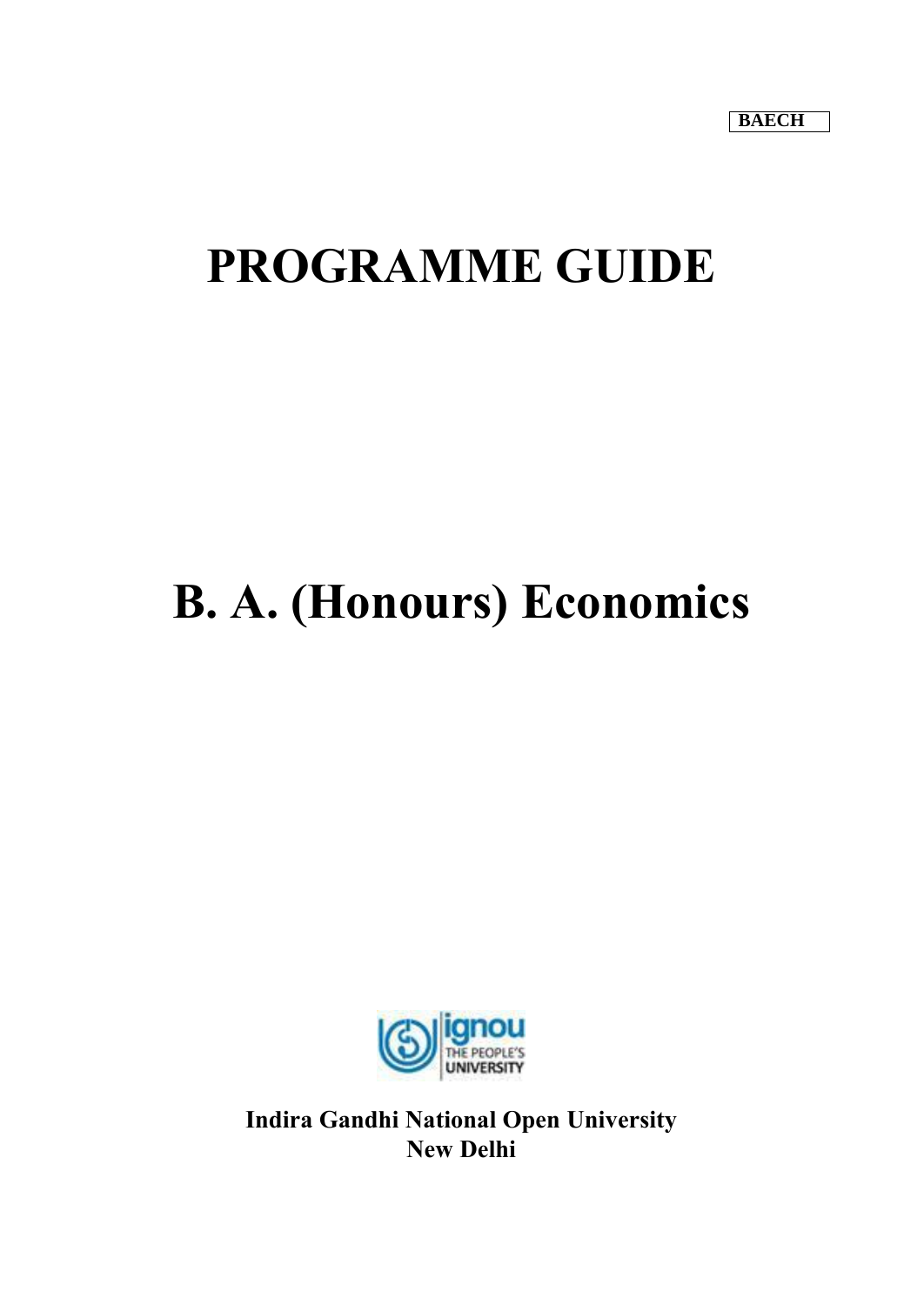BAECH

# PROGRAMME GUIDE

# B. A. (Honours) Economics

**Indira Gandhi National Open University**
**New Delhi**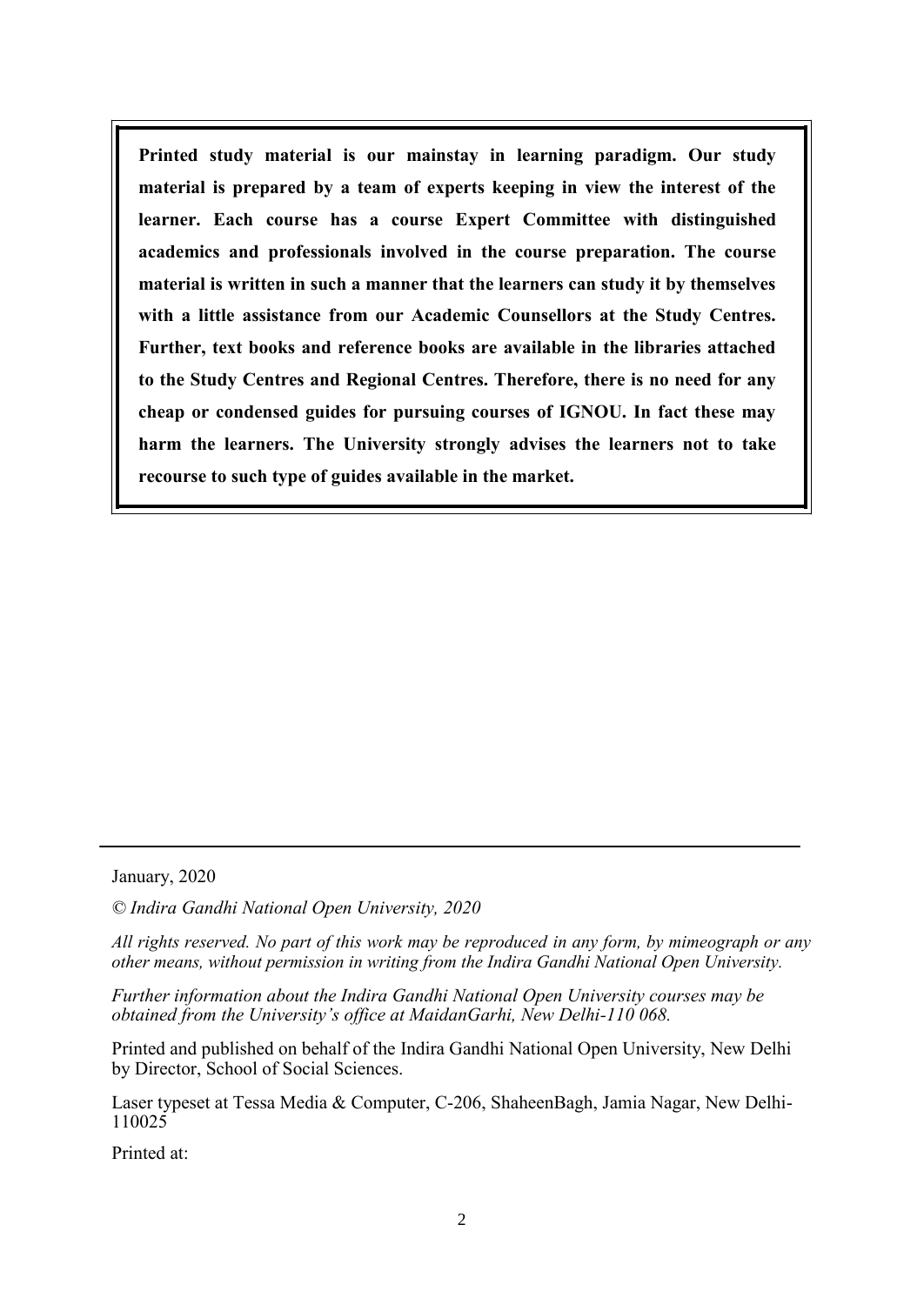**Printed study material is our mainstay in learning paradigm. Our study material is prepared by a team of experts keeping in view the interest of the learner. Each course has a course Expert Committee with distinguished academics and professionals involved in the course preparation. The course material is written in such a manner that the learners can study it by themselves with a little assistance from our Academic Counsellors at the Study Centres. Further, text books and reference books are available in the libraries attached to the Study Centres and Regional Centres. Therefore, there is no need for any cheap or condensed guides for pursuing courses of IGNOU. In fact these may harm the learners. The University strongly advises the learners not to take recourse to such type of guides available in the market.**

---

January, 2020

*© Indira Gandhi National Open University, 2020*

*All rights reserved. No part of this work may be reproduced in any form, by mimeograph or any other means, without permission in writing from the Indira Gandhi National Open University.*

*Further information about the Indira Gandhi National Open University courses may be obtained from the University's office at MaidanGarhi, New Delhi-110 068.*

Printed and published on behalf of the Indira Gandhi National Open University, New Delhi by Director, School of Social Sciences.

Laser typeset at Tessa Media & Computer, C-206, ShaheenBagh, Jamia Nagar, New Delhi-110025

Printed at: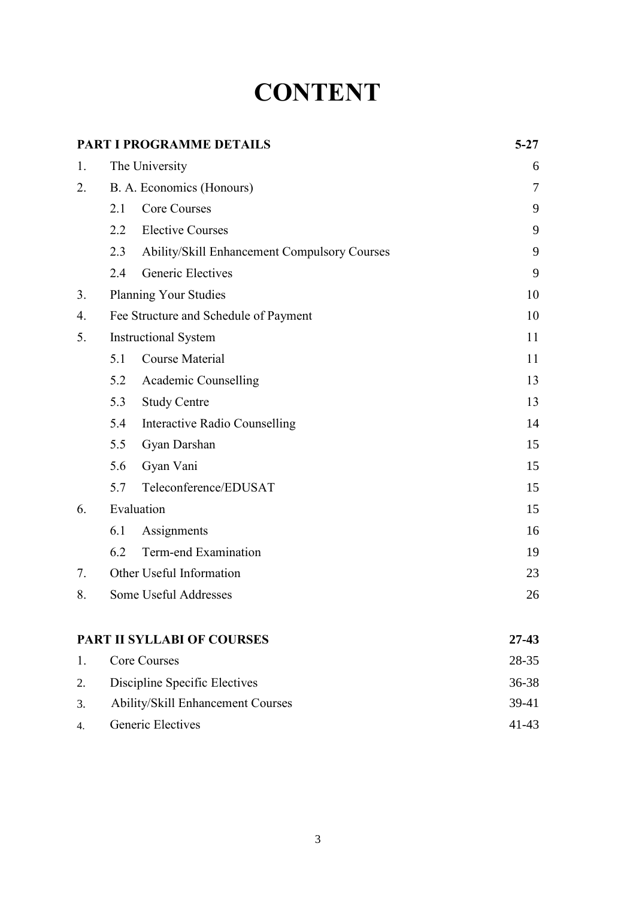# CONTENT

| PART I PROGRAMME DETAILS | | | 5-27 |
|---|---|---|---|
| 1. | The University | | 6 |
| 2. | B. A. Economics (Honours) | | 7 |
| | 2.1 | Core Courses | 9 |
| | 2.2 | Elective Courses | 9 |
| | 2.3 | Ability/Skill Enhancement Compulsory Courses | 9 |
| | 2.4 | Generic Electives | 9 |
| 3. | Planning Your Studies | | 10 |
| 4. | Fee Structure and Schedule of Payment | | 10 |
| 5. | Instructional System | | 11 |
| | 5.1 | Course Material | 11 |
| | 5.2 | Academic Counselling | 13 |
| | 5.3 | Study Centre | 13 |
| | 5.4 | Interactive Radio Counselling | 14 |
| | 5.5 | Gyan Darshan | 15 |
| | 5.6 | Gyan Vani | 15 |
| | 5.7 | Teleconference/EDUSAT | 15 |
| 6. | Evaluation | | 15 |
| | 6.1 | Assignments | 16 |
| | 6.2 | Term-end Examination | 19 |
| 7. | Other Useful Information | | 23 |
| 8. | Some Useful Addresses | | 26 |

| PART II SYLLABI OF COURSES | | 27-43 |
|---|---|---|
| 1. | Core Courses | 28-35 |
| 2. | Discipline Specific Electives | 36-38 |
| 3. | Ability/Skill Enhancement Courses | 39-41 |
| 4. | Generic Electives | 41-43 |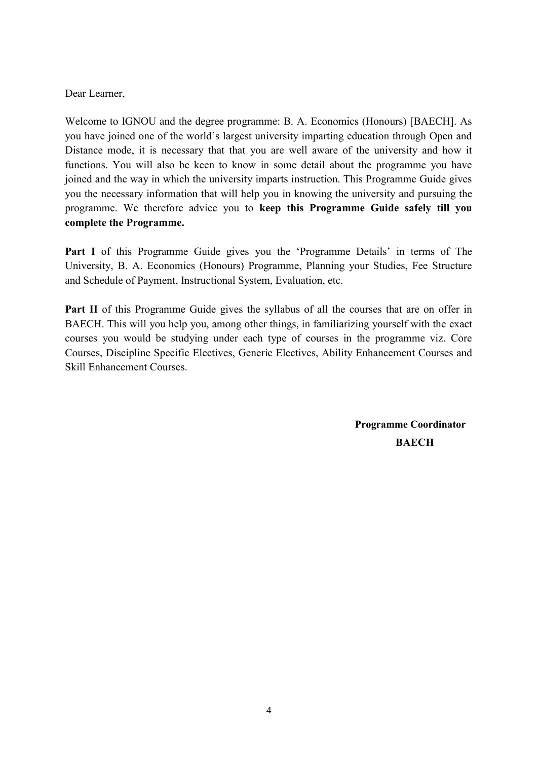Dear Learner,

Welcome to IGNOU and the degree programme: B. A. Economics (Honours) [BAECH]. As you have joined one of the world's largest university imparting education through Open and Distance mode, it is necessary that that you are well aware of the university and how it functions. You will also be keen to know in some detail about the programme you have joined and the way in which the university imparts instruction. This Programme Guide gives you the necessary information that will help you in knowing the university and pursuing the programme. We therefore advice you to **keep this Programme Guide safely till you complete the Programme.**

**Part I** of this Programme Guide gives you the 'Programme Details' in terms of The University, B. A. Economics (Honours) Programme, Planning your Studies, Fee Structure and Schedule of Payment, Instructional System, Evaluation, etc.

**Part II** of this Programme Guide gives the syllabus of all the courses that are on offer in BAECH. This will you help you, among other things, in familiarizing yourself with the exact courses you would be studying under each type of courses in the programme viz. Core Courses, Discipline Specific Electives, Generic Electives, Ability Enhancement Courses and Skill Enhancement Courses.

**Programme Coordinator**

**BAECH**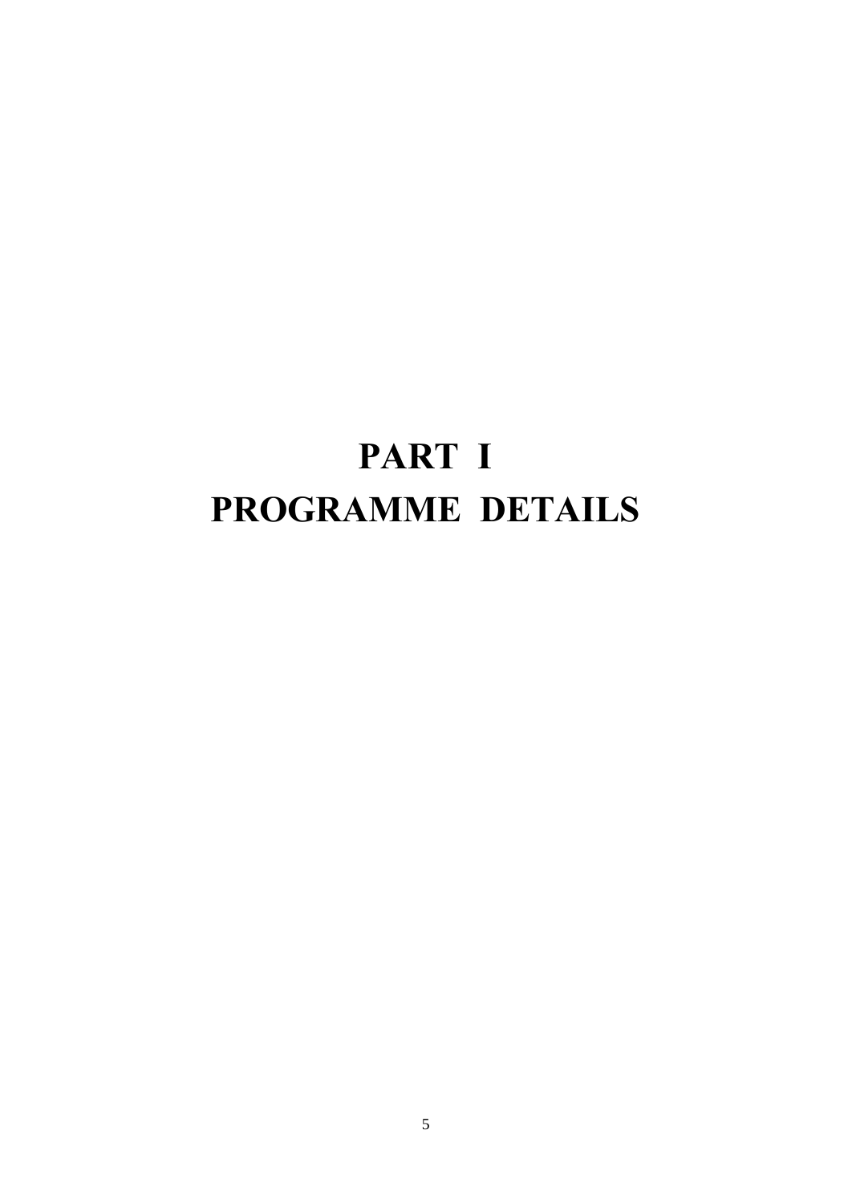# PART I
# PROGRAMME DETAILS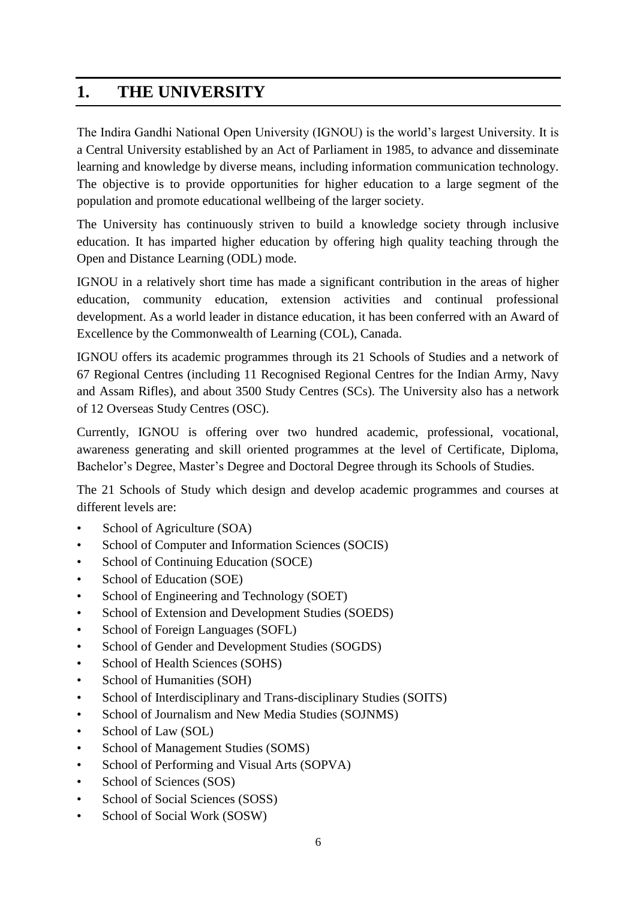# 1. THE UNIVERSITY

The Indira Gandhi National Open University (IGNOU) is the world's largest University. It is a Central University established by an Act of Parliament in 1985, to advance and disseminate learning and knowledge by diverse means, including information communication technology. The objective is to provide opportunities for higher education to a large segment of the population and promote educational wellbeing of the larger society.

The University has continuously striven to build a knowledge society through inclusive education. It has imparted higher education by offering high quality teaching through the Open and Distance Learning (ODL) mode.

IGNOU in a relatively short time has made a significant contribution in the areas of higher education, community education, extension activities and continual professional development. As a world leader in distance education, it has been conferred with an Award of Excellence by the Commonwealth of Learning (COL), Canada.

IGNOU offers its academic programmes through its 21 Schools of Studies and a network of 67 Regional Centres (including 11 Recognised Regional Centres for the Indian Army, Navy and Assam Rifles), and about 3500 Study Centres (SCs). The University also has a network of 12 Overseas Study Centres (OSC).

Currently, IGNOU is offering over two hundred academic, professional, vocational, awareness generating and skill oriented programmes at the level of Certificate, Diploma, Bachelor's Degree, Master's Degree and Doctoral Degree through its Schools of Studies.

The 21 Schools of Study which design and develop academic programmes and courses at different levels are:

- School of Agriculture (SOA)
- School of Computer and Information Sciences (SOCIS)
- School of Continuing Education (SOCE)
- School of Education (SOE)
- School of Engineering and Technology (SOET)
- School of Extension and Development Studies (SOEDS)
- School of Foreign Languages (SOFL)
- School of Gender and Development Studies (SOGDS)
- School of Health Sciences (SOHS)
- School of Humanities (SOH)
- School of Interdisciplinary and Trans-disciplinary Studies (SOITS)
- School of Journalism and New Media Studies (SOJNMS)
- School of Law (SOL)
- School of Management Studies (SOMS)
- School of Performing and Visual Arts (SOPVA)
- School of Sciences (SOS)
- School of Social Sciences (SOSS)
- School of Social Work (SOSW)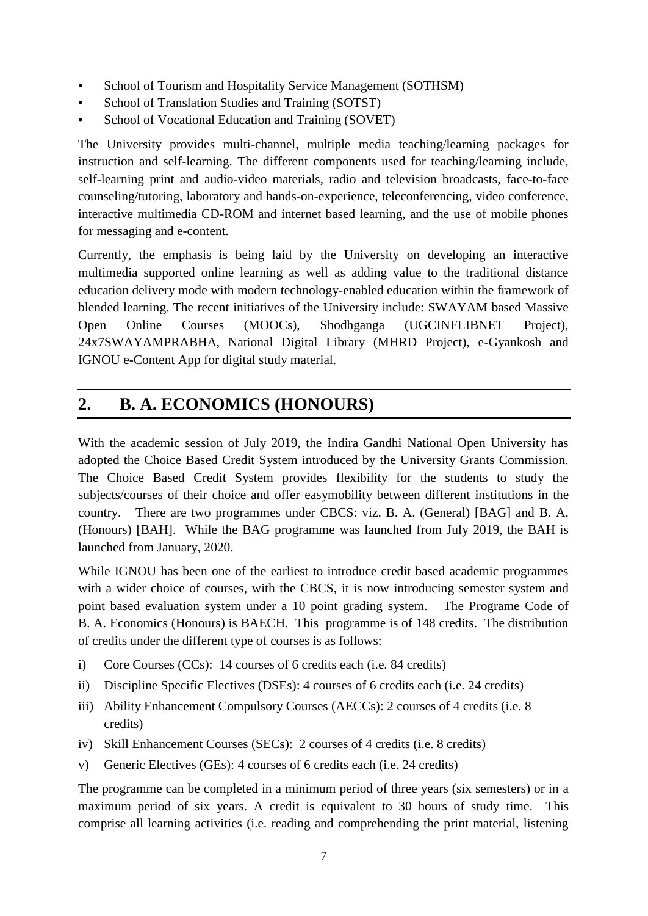- School of Tourism and Hospitality Service Management (SOTHSM)
- School of Translation Studies and Training (SOTST)
- School of Vocational Education and Training (SOVET)

The University provides multi-channel, multiple media teaching/learning packages for instruction and self-learning. The different components used for teaching/learning include, self-learning print and audio-video materials, radio and television broadcasts, face-to-face counseling/tutoring, laboratory and hands-on-experience, teleconferencing, video conference, interactive multimedia CD-ROM and internet based learning, and the use of mobile phones for messaging and e-content.

Currently, the emphasis is being laid by the University on developing an interactive multimedia supported online learning as well as adding value to the traditional distance education delivery mode with modern technology-enabled education within the framework of blended learning. The recent initiatives of the University include: SWAYAM based Massive Open Online Courses (MOOCs), Shodhganga (UGCINFLIBNET Project), 24x7SWAYAMPRABHA, National Digital Library (MHRD Project), e-Gyankosh and IGNOU e-Content App for digital study material.

## 2. B. A. ECONOMICS (HONOURS)

With the academic session of July 2019, the Indira Gandhi National Open University has adopted the Choice Based Credit System introduced by the University Grants Commission. The Choice Based Credit System provides flexibility for the students to study the subjects/courses of their choice and offer easymobility between different institutions in the country. There are two programmes under CBCS: viz. B. A. (General) [BAG] and B. A. (Honours) [BAH]. While the BAG programme was launched from July 2019, the BAH is launched from January, 2020.

While IGNOU has been one of the earliest to introduce credit based academic programmes with a wider choice of courses, with the CBCS, it is now introducing semester system and point based evaluation system under a 10 point grading system. The Programe Code of B. A. Economics (Honours) is BAECH. This programme is of 148 credits. The distribution of credits under the different type of courses is as follows:

i) Core Courses (CCs): 14 courses of 6 credits each (i.e. 84 credits)

ii) Discipline Specific Electives (DSEs): 4 courses of 6 credits each (i.e. 24 credits)

iii) Ability Enhancement Compulsory Courses (AECCs): 2 courses of 4 credits (i.e. 8 credits)

iv) Skill Enhancement Courses (SECs): 2 courses of 4 credits (i.e. 8 credits)

v) Generic Electives (GEs): 4 courses of 6 credits each (i.e. 24 credits)

The programme can be completed in a minimum period of three years (six semesters) or in a maximum period of six years. A credit is equivalent to 30 hours of study time. This comprise all learning activities (i.e. reading and comprehending the print material, listening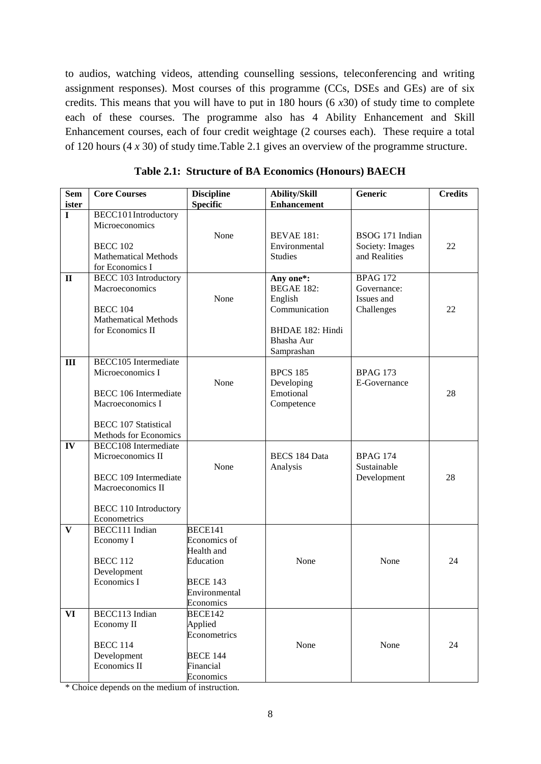to audios, watching videos, attending counselling sessions, teleconferencing and writing assignment responses). Most courses of this programme (CCs, DSEs and GEs) are of six credits. This means that you will have to put in 180 hours (6 *x*30) of study time to complete each of these courses. The programme also has 4 Ability Enhancement and Skill Enhancement courses, each of four credit weightage (2 courses each). These require a total of 120 hours (4 *x* 30) of study time.Table 2.1 gives an overview of the programme structure.

**Table 2.1: Structure of BA Economics (Honours) BAECH**

| Semister | Core Courses | Discipline Specific | Ability/Skill Enhancement | Generic | Credits |
|---|---|---|---|---|---|
| I | BECC101Introductory Microeconomics<br><br>BECC 102 Mathematical Methods for Economics I | None | BEVAE 181: Environmental Studies | BSOG 171 Indian Society: Images and Realities | 22 |
| II | BECC 103 Introductory Macroeconomics<br><br>BECC 104 Mathematical Methods for Economics II | None | **Any one*:** BEGAE 182: English Communication<br><br>BHDAE 182: Hindi Bhasha Aur Samprashan | BPAG 172 Governance: Issues and Challenges | 22 |
| III | BECC105 Intermediate Microeconomics I<br><br>BECC 106 Intermediate Macroeconomics I<br><br>BECC 107 Statistical Methods for Economics | None | BPCS 185 Developing Emotional Competence | BPAG 173 E-Governance | 28 |
| IV | BECC108 Intermediate Microeconomics II<br><br>BECC 109 Intermediate Macroeconomics II<br><br>BECC 110 Introductory Econometrics | None | BECS 184 Data Analysis | BPAG 174 Sustainable Development | 28 |
| V | BECC111 Indian Economy I<br><br>BECC 112 Development Economics I | BECE141 Economics of Health and Education<br><br>BECE 143 Environmental Economics | None | None | 24 |
| VI | BECC113 Indian Economy II<br><br>BECC 114 Development Economics II | BECE142 Applied Econometrics<br><br>BECE 144 Financial Economics | None | None | 24 |

* Choice depends on the medium of instruction.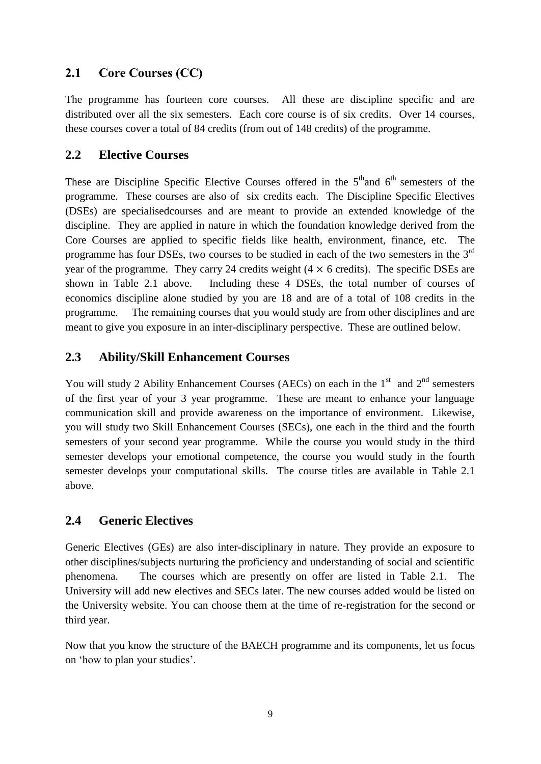## 2.1 Core Courses (CC)

The programme has fourteen core courses. All these are discipline specific and are distributed over all the six semesters. Each core course is of six credits. Over 14 courses, these courses cover a total of 84 credits (from out of 148 credits) of the programme.

## 2.2 Elective Courses

These are Discipline Specific Elective Courses offered in the 5[th]and 6[th] semesters of the programme. These courses are also of six credits each. The Discipline Specific Electives (DSEs) are specialisedcourses and are meant to provide an extended knowledge of the discipline. They are applied in nature in which the foundation knowledge derived from the Core Courses are applied to specific fields like health, environment, finance, etc. The programme has four DSEs, two courses to be studied in each of the two semesters in the 3[rd] year of the programme. They carry 24 credits weight ($4 \times 6$ credits). The specific DSEs are shown in Table 2.1 above. Including these 4 DSEs, the total number of courses of economics discipline alone studied by you are 18 and are of a total of 108 credits in the programme. The remaining courses that you would study are from other disciplines and are meant to give you exposure in an inter-disciplinary perspective. These are outlined below.

## 2.3 Ability/Skill Enhancement Courses

You will study 2 Ability Enhancement Courses (AECs) on each in the 1[st] and 2[nd] semesters of the first year of your 3 year programme. These are meant to enhance your language communication skill and provide awareness on the importance of environment. Likewise, you will study two Skill Enhancement Courses (SECs), one each in the third and the fourth semesters of your second year programme. While the course you would study in the third semester develops your emotional competence, the course you would study in the fourth semester develops your computational skills. The course titles are available in Table 2.1 above.

## 2.4 Generic Electives

Generic Electives (GEs) are also inter-disciplinary in nature. They provide an exposure to other disciplines/subjects nurturing the proficiency and understanding of social and scientific phenomena. The courses which are presently on offer are listed in Table 2.1. The University will add new electives and SECs later. The new courses added would be listed on the University website. You can choose them at the time of re-registration for the second or third year.

Now that you know the structure of the BAECH programme and its components, let us focus on 'how to plan your studies'.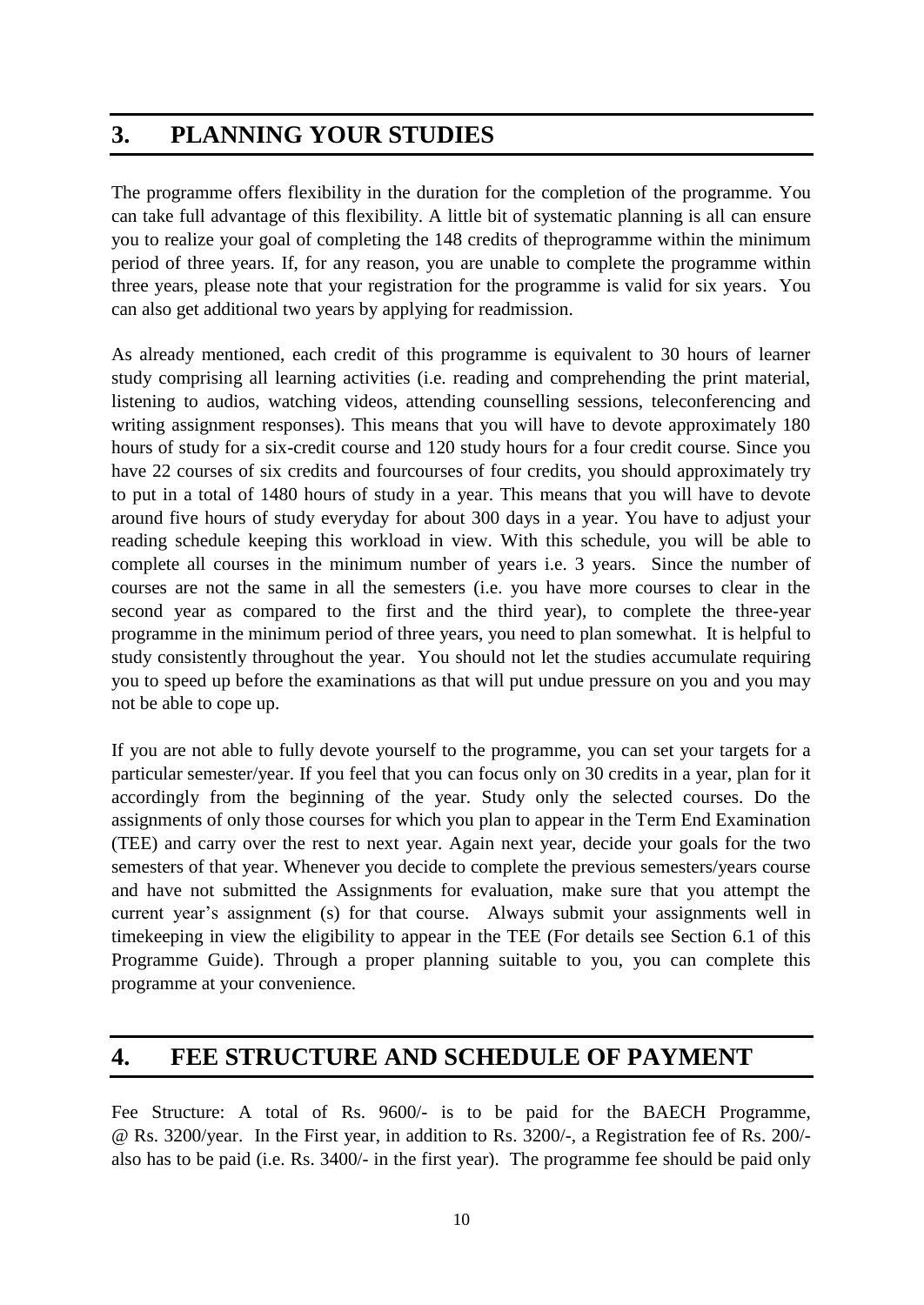## 3. PLANNING YOUR STUDIES

The programme offers flexibility in the duration for the completion of the programme. You can take full advantage of this flexibility. A little bit of systematic planning is all can ensure you to realize your goal of completing the 148 credits of theprogramme within the minimum period of three years. If, for any reason, you are unable to complete the programme within three years, please note that your registration for the programme is valid for six years. You can also get additional two years by applying for readmission.

As already mentioned, each credit of this programme is equivalent to 30 hours of learner study comprising all learning activities (i.e. reading and comprehending the print material, listening to audios, watching videos, attending counselling sessions, teleconferencing and writing assignment responses). This means that you will have to devote approximately 180 hours of study for a six-credit course and 120 study hours for a four credit course. Since you have 22 courses of six credits and fourcourses of four credits, you should approximately try to put in a total of 1480 hours of study in a year. This means that you will have to devote around five hours of study everyday for about 300 days in a year. You have to adjust your reading schedule keeping this workload in view. With this schedule, you will be able to complete all courses in the minimum number of years i.e. 3 years. Since the number of courses are not the same in all the semesters (i.e. you have more courses to clear in the second year as compared to the first and the third year), to complete the three-year programme in the minimum period of three years, you need to plan somewhat. It is helpful to study consistently throughout the year. You should not let the studies accumulate requiring you to speed up before the examinations as that will put undue pressure on you and you may not be able to cope up.

If you are not able to fully devote yourself to the programme, you can set your targets for a particular semester/year. If you feel that you can focus only on 30 credits in a year, plan for it accordingly from the beginning of the year. Study only the selected courses. Do the assignments of only those courses for which you plan to appear in the Term End Examination (TEE) and carry over the rest to next year. Again next year, decide your goals for the two semesters of that year. Whenever you decide to complete the previous semesters/years course and have not submitted the Assignments for evaluation, make sure that you attempt the current year's assignment (s) for that course. Always submit your assignments well in timekeeping in view the eligibility to appear in the TEE (For details see Section 6.1 of this Programme Guide). Through a proper planning suitable to you, you can complete this programme at your convenience.

## 4. FEE STRUCTURE AND SCHEDULE OF PAYMENT

Fee Structure: A total of Rs. 9600/- is to be paid for the BAECH Programme, @ Rs. 3200/year. In the First year, in addition to Rs. 3200/-, a Registration fee of Rs. 200/- also has to be paid (i.e. Rs. 3400/- in the first year). The programme fee should be paid only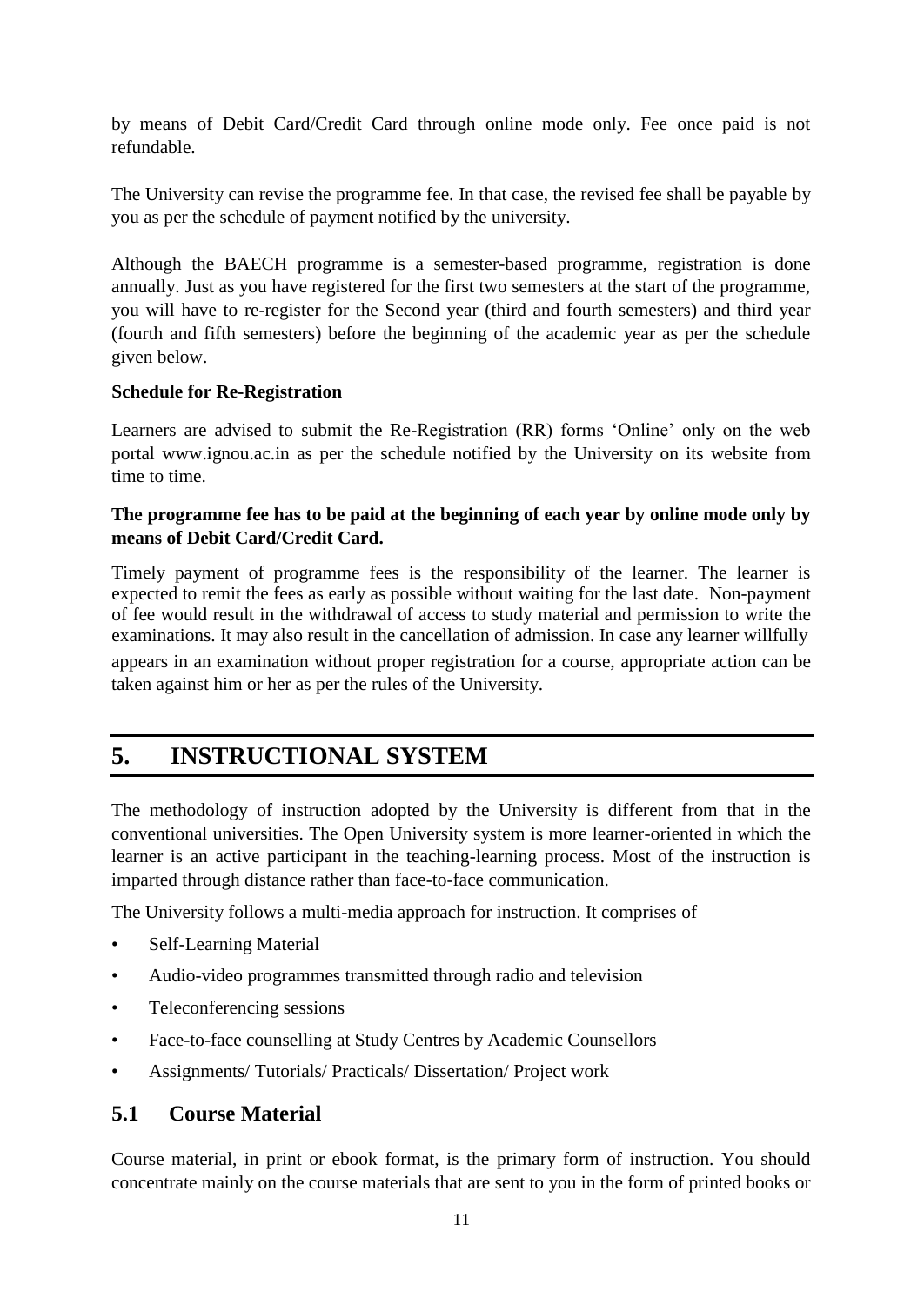by means of Debit Card/Credit Card through online mode only. Fee once paid is not refundable.

The University can revise the programme fee. In that case, the revised fee shall be payable by you as per the schedule of payment notified by the university.

Although the BAECH programme is a semester-based programme, registration is done annually. Just as you have registered for the first two semesters at the start of the programme, you will have to re-register for the Second year (third and fourth semesters) and third year (fourth and fifth semesters) before the beginning of the academic year as per the schedule given below.

**Schedule for Re-Registration**

Learners are advised to submit the Re-Registration (RR) forms 'Online' only on the web portal www.ignou.ac.in as per the schedule notified by the University on its website from time to time.

**The programme fee has to be paid at the beginning of each year by online mode only by means of Debit Card/Credit Card.**

Timely payment of programme fees is the responsibility of the learner. The learner is expected to remit the fees as early as possible without waiting for the last date. Non-payment of fee would result in the withdrawal of access to study material and permission to write the examinations. It may also result in the cancellation of admission. In case any learner willfully appears in an examination without proper registration for a course, appropriate action can be taken against him or her as per the rules of the University.

# 5. INSTRUCTIONAL SYSTEM

The methodology of instruction adopted by the University is different from that in the conventional universities. The Open University system is more learner-oriented in which the learner is an active participant in the teaching-learning process. Most of the instruction is imparted through distance rather than face-to-face communication.

The University follows a multi-media approach for instruction. It comprises of

- Self-Learning Material
- Audio-video programmes transmitted through radio and television
- Teleconferencing sessions
- Face-to-face counselling at Study Centres by Academic Counsellors
- Assignments/ Tutorials/ Practicals/ Dissertation/ Project work

## 5.1 Course Material

Course material, in print or ebook format, is the primary form of instruction. You should concentrate mainly on the course materials that are sent to you in the form of printed books or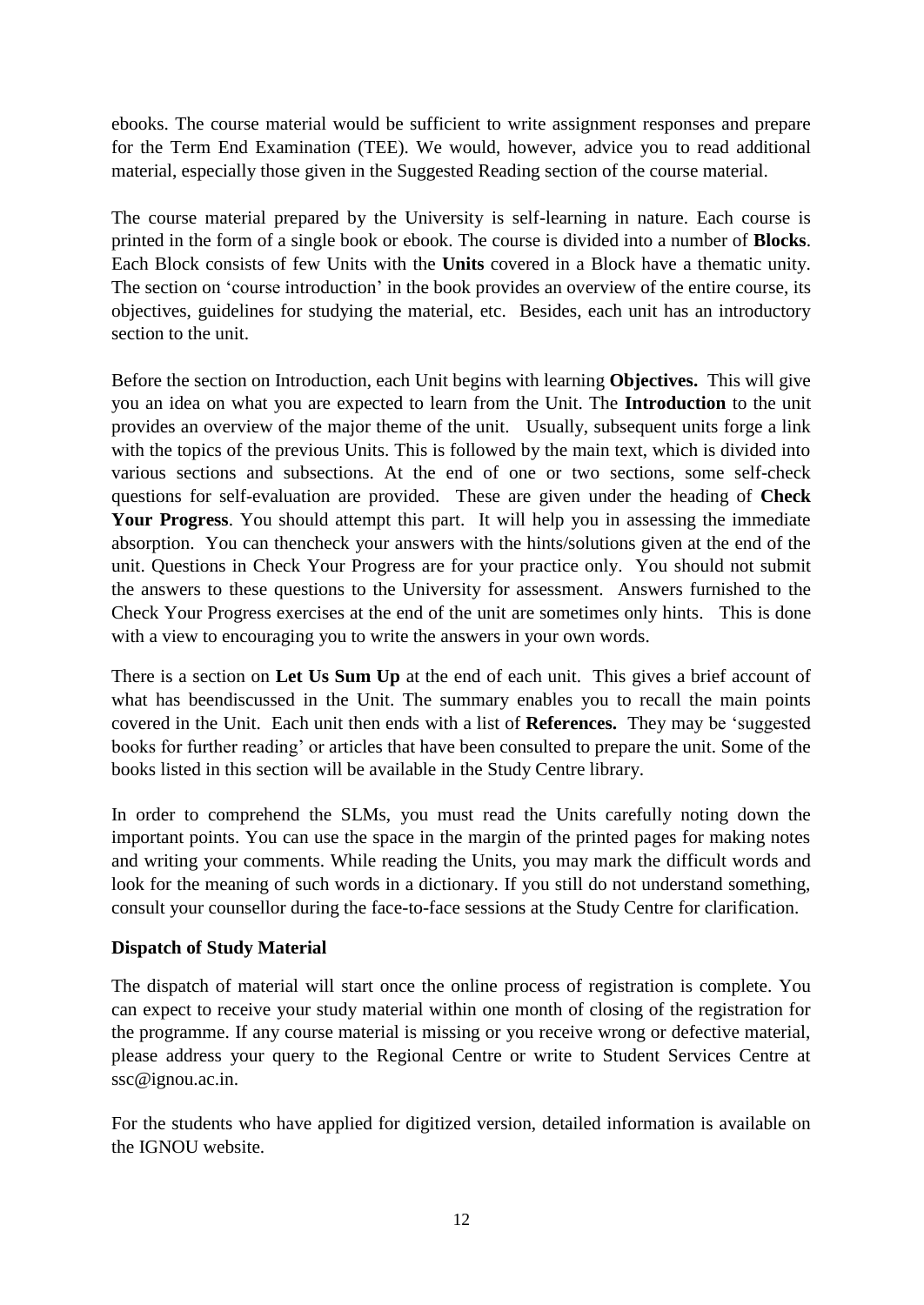ebooks. The course material would be sufficient to write assignment responses and prepare for the Term End Examination (TEE). We would, however, advice you to read additional material, especially those given in the Suggested Reading section of the course material.

The course material prepared by the University is self-learning in nature. Each course is printed in the form of a single book or ebook. The course is divided into a number of **Blocks**. Each Block consists of few Units with the **Units** covered in a Block have a thematic unity. The section on 'course introduction' in the book provides an overview of the entire course, its objectives, guidelines for studying the material, etc. Besides, each unit has an introductory section to the unit.

Before the section on Introduction, each Unit begins with learning **Objectives.** This will give you an idea on what you are expected to learn from the Unit. The **Introduction** to the unit provides an overview of the major theme of the unit. Usually, subsequent units forge a link with the topics of the previous Units. This is followed by the main text, which is divided into various sections and subsections. At the end of one or two sections, some self-check questions for self-evaluation are provided. These are given under the heading of **Check Your Progress**. You should attempt this part. It will help you in assessing the immediate absorption. You can thencheck your answers with the hints/solutions given at the end of the unit. Questions in Check Your Progress are for your practice only. You should not submit the answers to these questions to the University for assessment. Answers furnished to the Check Your Progress exercises at the end of the unit are sometimes only hints. This is done with a view to encouraging you to write the answers in your own words.

There is a section on **Let Us Sum Up** at the end of each unit. This gives a brief account of what has beendiscussed in the Unit. The summary enables you to recall the main points covered in the Unit. Each unit then ends with a list of **References.** They may be 'suggested books for further reading' or articles that have been consulted to prepare the unit. Some of the books listed in this section will be available in the Study Centre library.

In order to comprehend the SLMs, you must read the Units carefully noting down the important points. You can use the space in the margin of the printed pages for making notes and writing your comments. While reading the Units, you may mark the difficult words and look for the meaning of such words in a dictionary. If you still do not understand something, consult your counsellor during the face-to-face sessions at the Study Centre for clarification.

**Dispatch of Study Material**

The dispatch of material will start once the online process of registration is complete. You can expect to receive your study material within one month of closing of the registration for the programme. If any course material is missing or you receive wrong or defective material, please address your query to the Regional Centre or write to Student Services Centre at ssc@ignou.ac.in.

For the students who have applied for digitized version, detailed information is available on the IGNOU website.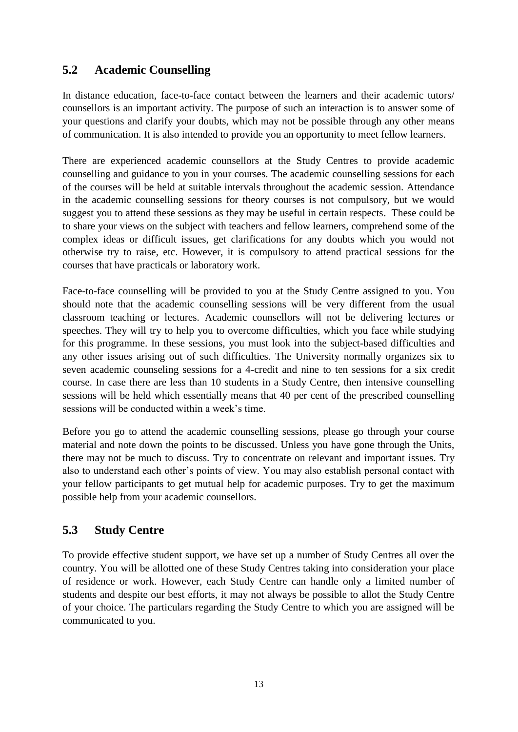## 5.2 Academic Counselling

In distance education, face-to-face contact between the learners and their academic tutors/ counsellors is an important activity. The purpose of such an interaction is to answer some of your questions and clarify your doubts, which may not be possible through any other means of communication. It is also intended to provide you an opportunity to meet fellow learners.

There are experienced academic counsellors at the Study Centres to provide academic counselling and guidance to you in your courses. The academic counselling sessions for each of the courses will be held at suitable intervals throughout the academic session. Attendance in the academic counselling sessions for theory courses is not compulsory, but we would suggest you to attend these sessions as they may be useful in certain respects. These could be to share your views on the subject with teachers and fellow learners, comprehend some of the complex ideas or difficult issues, get clarifications for any doubts which you would not otherwise try to raise, etc. However, it is compulsory to attend practical sessions for the courses that have practicals or laboratory work.

Face-to-face counselling will be provided to you at the Study Centre assigned to you. You should note that the academic counselling sessions will be very different from the usual classroom teaching or lectures. Academic counsellors will not be delivering lectures or speeches. They will try to help you to overcome difficulties, which you face while studying for this programme. In these sessions, you must look into the subject-based difficulties and any other issues arising out of such difficulties. The University normally organizes six to seven academic counseling sessions for a 4-credit and nine to ten sessions for a six credit course. In case there are less than 10 students in a Study Centre, then intensive counselling sessions will be held which essentially means that 40 per cent of the prescribed counselling sessions will be conducted within a week's time.

Before you go to attend the academic counselling sessions, please go through your course material and note down the points to be discussed. Unless you have gone through the Units, there may not be much to discuss. Try to concentrate on relevant and important issues. Try also to understand each other's points of view. You may also establish personal contact with your fellow participants to get mutual help for academic purposes. Try to get the maximum possible help from your academic counsellors.

## 5.3 Study Centre

To provide effective student support, we have set up a number of Study Centres all over the country. You will be allotted one of these Study Centres taking into consideration your place of residence or work. However, each Study Centre can handle only a limited number of students and despite our best efforts, it may not always be possible to allot the Study Centre of your choice. The particulars regarding the Study Centre to which you are assigned will be communicated to you.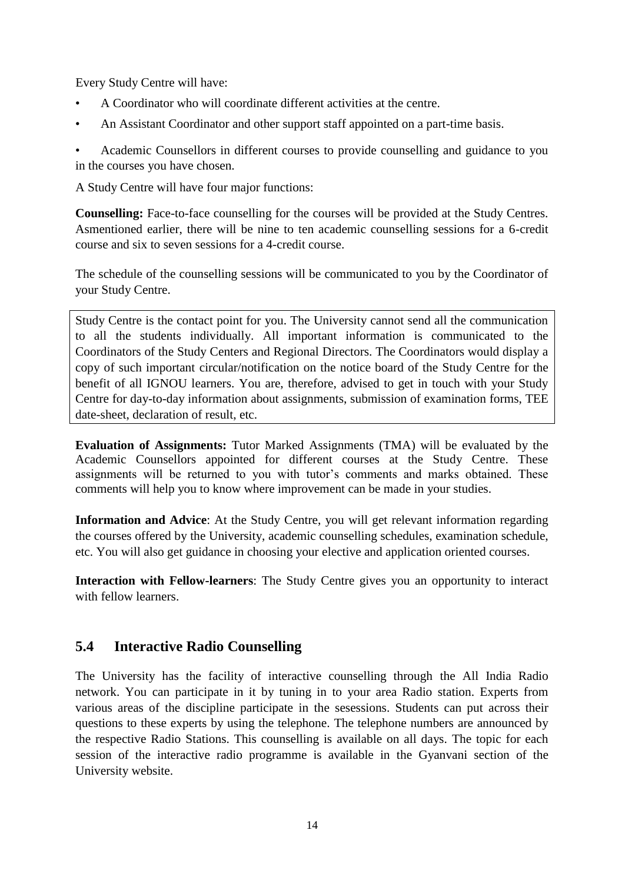Every Study Centre will have:

- A Coordinator who will coordinate different activities at the centre.
- An Assistant Coordinator and other support staff appointed on a part-time basis.
- Academic Counsellors in different courses to provide counselling and guidance to you in the courses you have chosen.

A Study Centre will have four major functions:

**Counselling:** Face-to-face counselling for the courses will be provided at the Study Centres. Asmentioned earlier, there will be nine to ten academic counselling sessions for a 6-credit course and six to seven sessions for a 4-credit course.

The schedule of the counselling sessions will be communicated to you by the Coordinator of your Study Centre.

> Study Centre is the contact point for you. The University cannot send all the communication to all the students individually. All important information is communicated to the Coordinators of the Study Centers and Regional Directors. The Coordinators would display a copy of such important circular/notification on the notice board of the Study Centre for the benefit of all IGNOU learners. You are, therefore, advised to get in touch with your Study Centre for day-to-day information about assignments, submission of examination forms, TEE date-sheet, declaration of result, etc.

**Evaluation of Assignments:** Tutor Marked Assignments (TMA) will be evaluated by the Academic Counsellors appointed for different courses at the Study Centre. These assignments will be returned to you with tutor's comments and marks obtained. These comments will help you to know where improvement can be made in your studies.

**Information and Advice**: At the Study Centre, you will get relevant information regarding the courses offered by the University, academic counselling schedules, examination schedule, etc. You will also get guidance in choosing your elective and application oriented courses.

**Interaction with Fellow-learners**: The Study Centre gives you an opportunity to interact with fellow learners.

## 5.4 Interactive Radio Counselling

The University has the facility of interactive counselling through the All India Radio network. You can participate in it by tuning in to your area Radio station. Experts from various areas of the discipline participate in the sesessions. Students can put across their questions to these experts by using the telephone. The telephone numbers are announced by the respective Radio Stations. This counselling is available on all days. The topic for each session of the interactive radio programme is available in the Gyanvani section of the University website.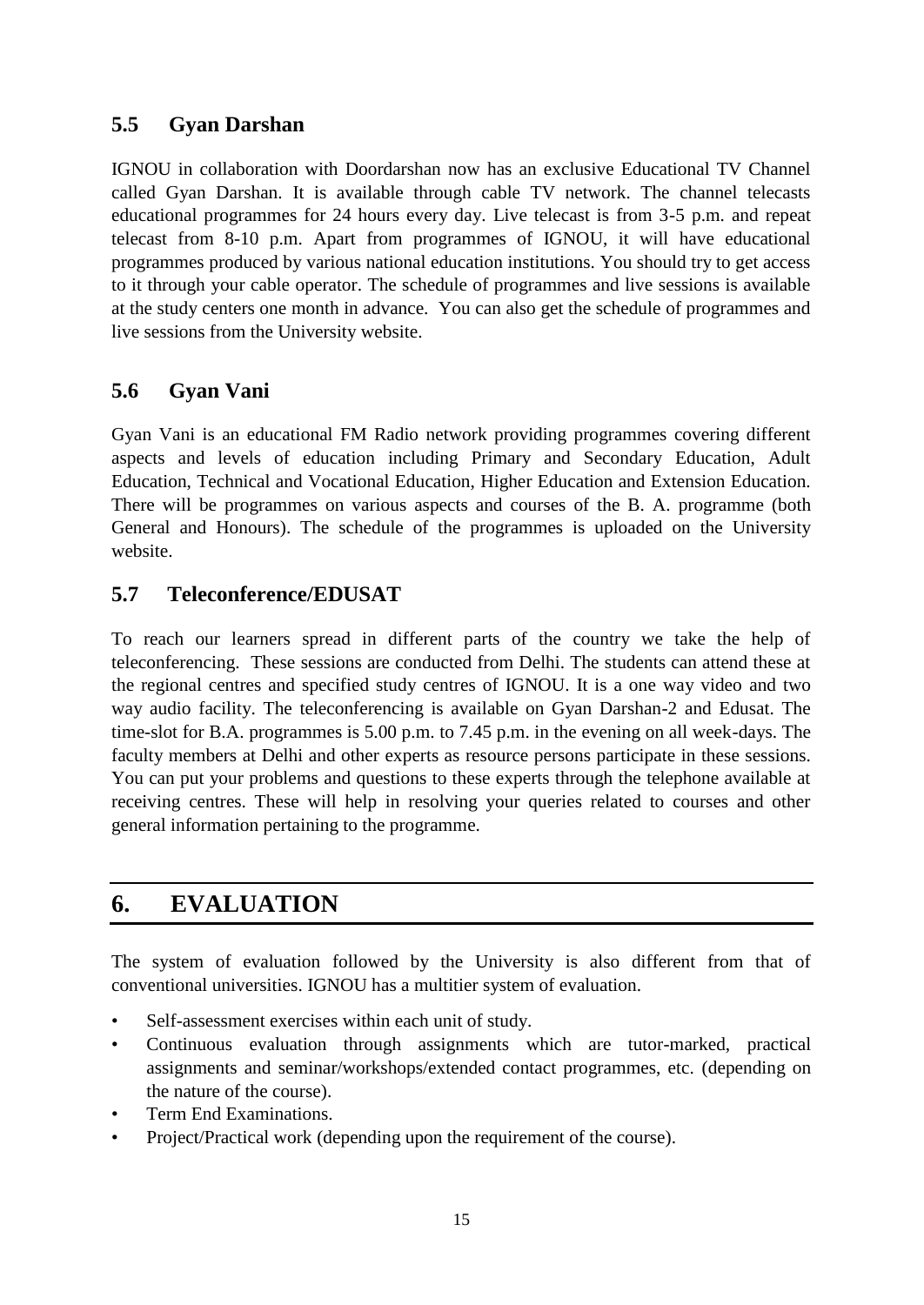### 5.5 Gyan Darshan

IGNOU in collaboration with Doordarshan now has an exclusive Educational TV Channel called Gyan Darshan. It is available through cable TV network. The channel telecasts educational programmes for 24 hours every day. Live telecast is from 3-5 p.m. and repeat telecast from 8-10 p.m. Apart from programmes of IGNOU, it will have educational programmes produced by various national education institutions. You should try to get access to it through your cable operator. The schedule of programmes and live sessions is available at the study centers one month in advance. You can also get the schedule of programmes and live sessions from the University website.

### 5.6 Gyan Vani

Gyan Vani is an educational FM Radio network providing programmes covering different aspects and levels of education including Primary and Secondary Education, Adult Education, Technical and Vocational Education, Higher Education and Extension Education. There will be programmes on various aspects and courses of the B. A. programme (both General and Honours). The schedule of the programmes is uploaded on the University website.

### 5.7 Teleconference/EDUSAT

To reach our learners spread in different parts of the country we take the help of teleconferencing. These sessions are conducted from Delhi. The students can attend these at the regional centres and specified study centres of IGNOU. It is a one way video and two way audio facility. The teleconferencing is available on Gyan Darshan-2 and Edusat. The time-slot for B.A. programmes is 5.00 p.m. to 7.45 p.m. in the evening on all week-days. The faculty members at Delhi and other experts as resource persons participate in these sessions. You can put your problems and questions to these experts through the telephone available at receiving centres. These will help in resolving your queries related to courses and other general information pertaining to the programme.

## 6. EVALUATION

The system of evaluation followed by the University is also different from that of conventional universities. IGNOU has a multitier system of evaluation.

- Self-assessment exercises within each unit of study.
- Continuous evaluation through assignments which are tutor-marked, practical assignments and seminar/workshops/extended contact programmes, etc. (depending on the nature of the course).
- Term End Examinations.
- Project/Practical work (depending upon the requirement of the course).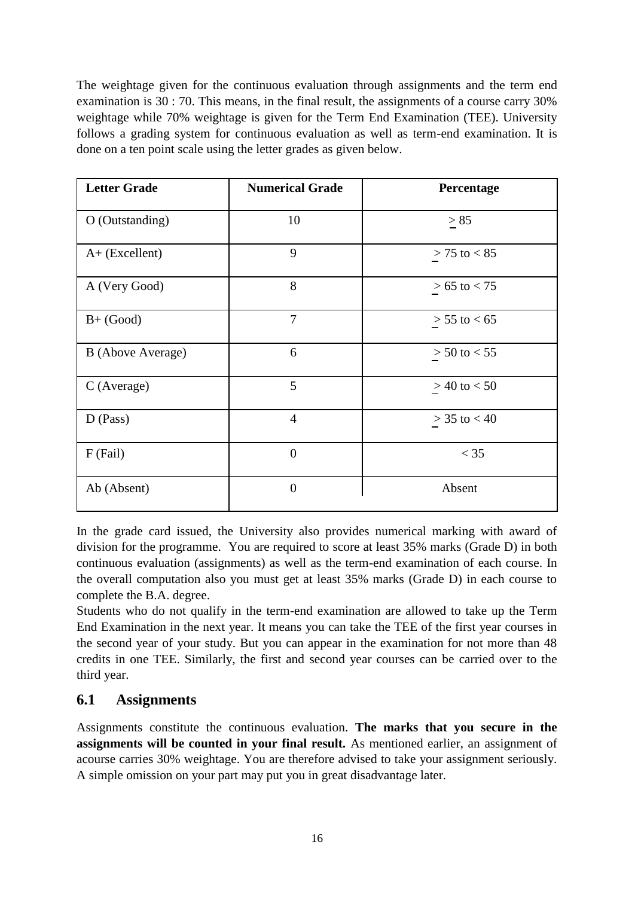The weightage given for the continuous evaluation through assignments and the term end examination is 30 : 70. This means, in the final result, the assignments of a course carry 30% weightage while 70% weightage is given for the Term End Examination (TEE). University follows a grading system for continuous evaluation as well as term-end examination. It is done on a ten point scale using the letter grades as given below.

| **Letter Grade** | **Numerical Grade** | **Percentage** |
|---|---|---|
| O (Outstanding) | 10 | $\geq$ 85 |
| A+ (Excellent) | 9 | $\geq$ 75 to < 85 |
| A (Very Good) | 8 | $\geq$ 65 to < 75 |
| B+ (Good) | 7 | $\geq$ 55 to < 65 |
| B (Above Average) | 6 | $\geq$ 50 to < 55 |
| C (Average) | 5 | $\geq$ 40 to < 50 |
| D (Pass) | 4 | $\geq$ 35 to < 40 |
| F (Fail) | 0 | < 35 |
| Ab (Absent) | 0 | Absent |

In the grade card issued, the University also provides numerical marking with award of division for the programme. You are required to score at least 35% marks (Grade D) in both continuous evaluation (assignments) as well as the term-end examination of each course. In the overall computation also you must get at least 35% marks (Grade D) in each course to complete the B.A. degree.

Students who do not qualify in the term-end examination are allowed to take up the Term End Examination in the next year. It means you can take the TEE of the first year courses in the second year of your study. But you can appear in the examination for not more than 48 credits in one TEE. Similarly, the first and second year courses can be carried over to the third year.

## 6.1 Assignments

Assignments constitute the continuous evaluation. **The marks that you secure in the assignments will be counted in your final result.** As mentioned earlier, an assignment of acourse carries 30% weightage. You are therefore advised to take your assignment seriously. A simple omission on your part may put you in great disadvantage later.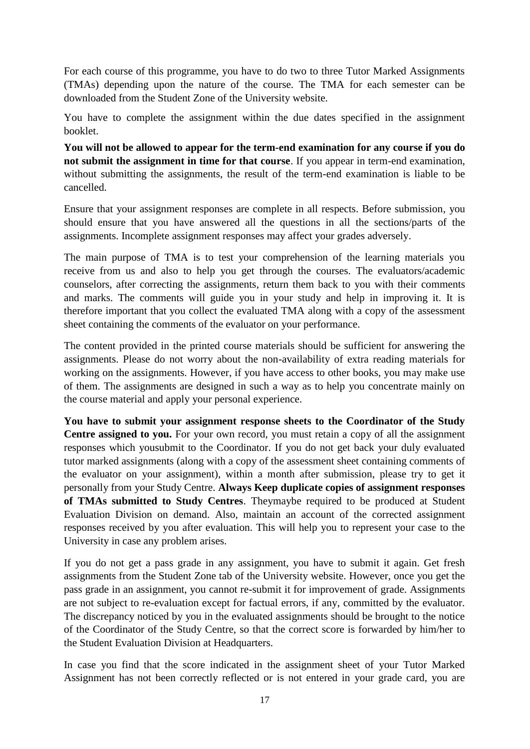For each course of this programme, you have to do two to three Tutor Marked Assignments (TMAs) depending upon the nature of the course. The TMA for each semester can be downloaded from the Student Zone of the University website.

You have to complete the assignment within the due dates specified in the assignment booklet.

**You will not be allowed to appear for the term-end examination for any course if you do not submit the assignment in time for that course**. If you appear in term-end examination, without submitting the assignments, the result of the term-end examination is liable to be cancelled.

Ensure that your assignment responses are complete in all respects. Before submission, you should ensure that you have answered all the questions in all the sections/parts of the assignments. Incomplete assignment responses may affect your grades adversely.

The main purpose of TMA is to test your comprehension of the learning materials you receive from us and also to help you get through the courses. The evaluators/academic counselors, after correcting the assignments, return them back to you with their comments and marks. The comments will guide you in your study and help in improving it. It is therefore important that you collect the evaluated TMA along with a copy of the assessment sheet containing the comments of the evaluator on your performance.

The content provided in the printed course materials should be sufficient for answering the assignments. Please do not worry about the non-availability of extra reading materials for working on the assignments. However, if you have access to other books, you may make use of them. The assignments are designed in such a way as to help you concentrate mainly on the course material and apply your personal experience.

**You have to submit your assignment response sheets to the Coordinator of the Study Centre assigned to you.** For your own record, you must retain a copy of all the assignment responses which yousubmit to the Coordinator. If you do not get back your duly evaluated tutor marked assignments (along with a copy of the assessment sheet containing comments of the evaluator on your assignment), within a month after submission, please try to get it personally from your Study Centre. **Always Keep duplicate copies of assignment responses of TMAs submitted to Study Centres**. Theymaybe required to be produced at Student Evaluation Division on demand. Also, maintain an account of the corrected assignment responses received by you after evaluation. This will help you to represent your case to the University in case any problem arises.

If you do not get a pass grade in any assignment, you have to submit it again. Get fresh assignments from the Student Zone tab of the University website. However, once you get the pass grade in an assignment, you cannot re-submit it for improvement of grade. Assignments are not subject to re-evaluation except for factual errors, if any, committed by the evaluator. The discrepancy noticed by you in the evaluated assignments should be brought to the notice of the Coordinator of the Study Centre, so that the correct score is forwarded by him/her to the Student Evaluation Division at Headquarters.

In case you find that the score indicated in the assignment sheet of your Tutor Marked Assignment has not been correctly reflected or is not entered in your grade card, you are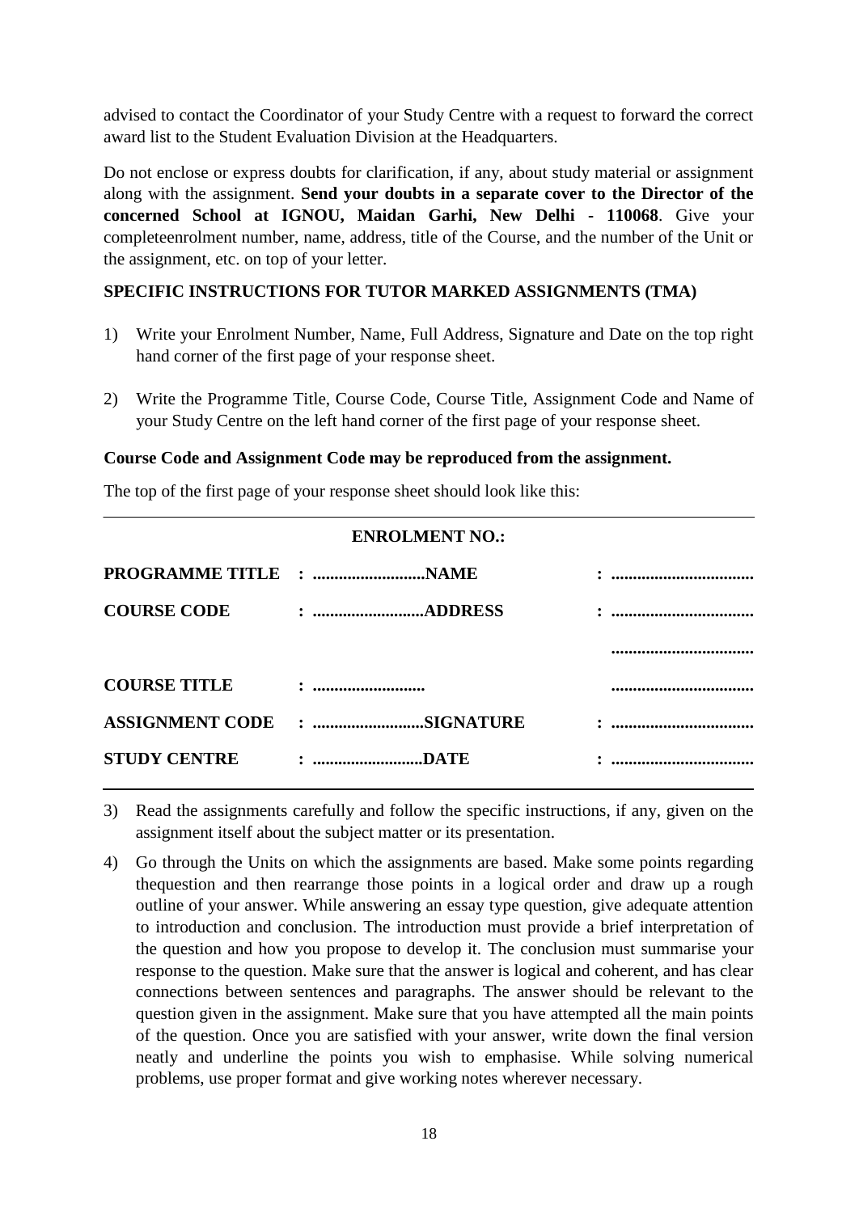advised to contact the Coordinator of your Study Centre with a request to forward the correct award list to the Student Evaluation Division at the Headquarters.

Do not enclose or express doubts for clarification, if any, about study material or assignment along with the assignment. **Send your doubts in a separate cover to the Director of the concerned School at IGNOU, Maidan Garhi, New Delhi - 110068**. Give your completeenrolment number, name, address, title of the Course, and the number of the Unit or the assignment, etc. on top of your letter.

**SPECIFIC INSTRUCTIONS FOR TUTOR MARKED ASSIGNMENTS (TMA)**

1) Write your Enrolment Number, Name, Full Address, Signature and Date on the top right hand corner of the first page of your response sheet.

2) Write the Programme Title, Course Code, Course Title, Assignment Code and Name of your Study Centre on the left hand corner of the first page of your response sheet.

**Course Code and Assignment Code may be reproduced from the assignment.**

The top of the first page of your response sheet should look like this:

---

**ENROLMENT NO.:**

| | | | |
|---|---|---|---|
| **PROGRAMME TITLE** | **: .........................** | **NAME** | **: ................................** |
| **COURSE CODE** | **: .........................** | **ADDRESS** | **: ................................** |
| | | | **................................** |
| **COURSE TITLE** | **: .........................** | | **................................** |
| **ASSIGNMENT CODE** | **: .........................** | **SIGNATURE** | **: ................................** |
| **STUDY CENTRE** | **: .........................** | **DATE** | **: ................................** |

---

3) Read the assignments carefully and follow the specific instructions, if any, given on the assignment itself about the subject matter or its presentation.

4) Go through the Units on which the assignments are based. Make some points regarding thequestion and then rearrange those points in a logical order and draw up a rough outline of your answer. While answering an essay type question, give adequate attention to introduction and conclusion. The introduction must provide a brief interpretation of the question and how you propose to develop it. The conclusion must summarise your response to the question. Make sure that the answer is logical and coherent, and has clear connections between sentences and paragraphs. The answer should be relevant to the question given in the assignment. Make sure that you have attempted all the main points of the question. Once you are satisfied with your answer, write down the final version neatly and underline the points you wish to emphasise. While solving numerical problems, use proper format and give working notes wherever necessary.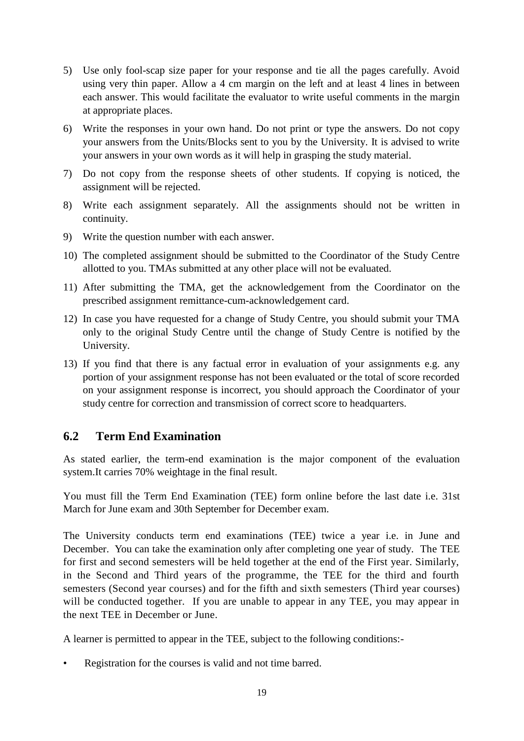5) Use only fool-scap size paper for your response and tie all the pages carefully. Avoid using very thin paper. Allow a 4 cm margin on the left and at least 4 lines in between each answer. This would facilitate the evaluator to write useful comments in the margin at appropriate places.
6) Write the responses in your own hand. Do not print or type the answers. Do not copy your answers from the Units/Blocks sent to you by the University. It is advised to write your answers in your own words as it will help in grasping the study material.
7) Do not copy from the response sheets of other students. If copying is noticed, the assignment will be rejected.
8) Write each assignment separately. All the assignments should not be written in continuity.
9) Write the question number with each answer.
10) The completed assignment should be submitted to the Coordinator of the Study Centre allotted to you. TMAs submitted at any other place will not be evaluated.
11) After submitting the TMA, get the acknowledgement from the Coordinator on the prescribed assignment remittance-cum-acknowledgement card.
12) In case you have requested for a change of Study Centre, you should submit your TMA only to the original Study Centre until the change of Study Centre is notified by the University.
13) If you find that there is any factual error in evaluation of your assignments e.g. any portion of your assignment response has not been evaluated or the total of score recorded on your assignment response is incorrect, you should approach the Coordinator of your study centre for correction and transmission of correct score to headquarters.

## 6.2 Term End Examination

As stated earlier, the term-end examination is the major component of the evaluation system.It carries 70% weightage in the final result.

You must fill the Term End Examination (TEE) form online before the last date i.e. 31st March for June exam and 30th September for December exam.

The University conducts term end examinations (TEE) twice a year i.e. in June and December. You can take the examination only after completing one year of study. The TEE for first and second semesters will be held together at the end of the First year. Similarly, in the Second and Third years of the programme, the TEE for the third and fourth semesters (Second year courses) and for the fifth and sixth semesters (Third year courses) will be conducted together. If you are unable to appear in any TEE, you may appear in the next TEE in December or June.

A learner is permitted to appear in the TEE, subject to the following conditions:-

- Registration for the courses is valid and not time barred.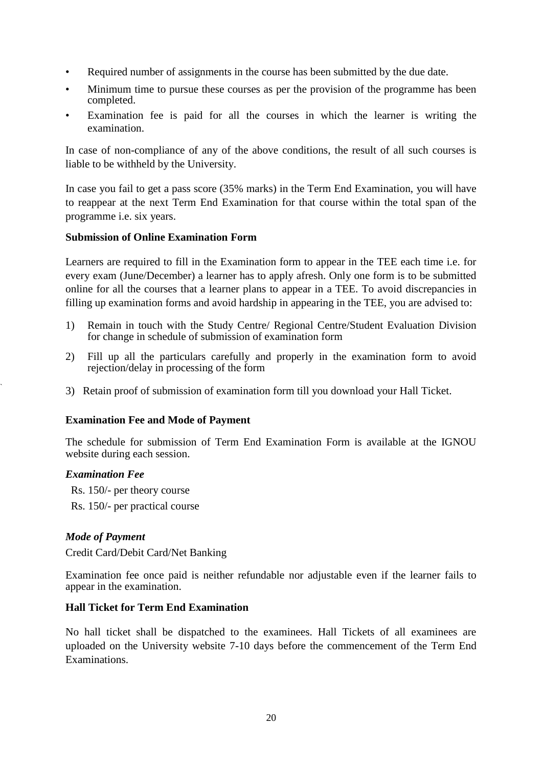- Required number of assignments in the course has been submitted by the due date.
- Minimum time to pursue these courses as per the provision of the programme has been completed.
- Examination fee is paid for all the courses in which the learner is writing the examination.

In case of non-compliance of any of the above conditions, the result of all such courses is liable to be withheld by the University.

In case you fail to get a pass score (35% marks) in the Term End Examination, you will have to reappear at the next Term End Examination for that course within the total span of the programme i.e. six years.

**Submission of Online Examination Form**

Learners are required to fill in the Examination form to appear in the TEE each time i.e. for every exam (June/December) a learner has to apply afresh. Only one form is to be submitted online for all the courses that a learner plans to appear in a TEE. To avoid discrepancies in filling up examination forms and avoid hardship in appearing in the TEE, you are advised to:

1) Remain in touch with the Study Centre/ Regional Centre/Student Evaluation Division for change in schedule of submission of examination form
2) Fill up all the particulars carefully and properly in the examination form to avoid rejection/delay in processing of the form
3) Retain proof of submission of examination form till you download your Hall Ticket.

**Examination Fee and Mode of Payment**

The schedule for submission of Term End Examination Form is available at the IGNOU website during each session.

***Examination Fee***

Rs. 150/- per theory course

Rs. 150/- per practical course

***Mode of Payment***

Credit Card/Debit Card/Net Banking

Examination fee once paid is neither refundable nor adjustable even if the learner fails to appear in the examination.

**Hall Ticket for Term End Examination**

No hall ticket shall be dispatched to the examinees. Hall Tickets of all examinees are uploaded on the University website 7-10 days before the commencement of the Term End Examinations.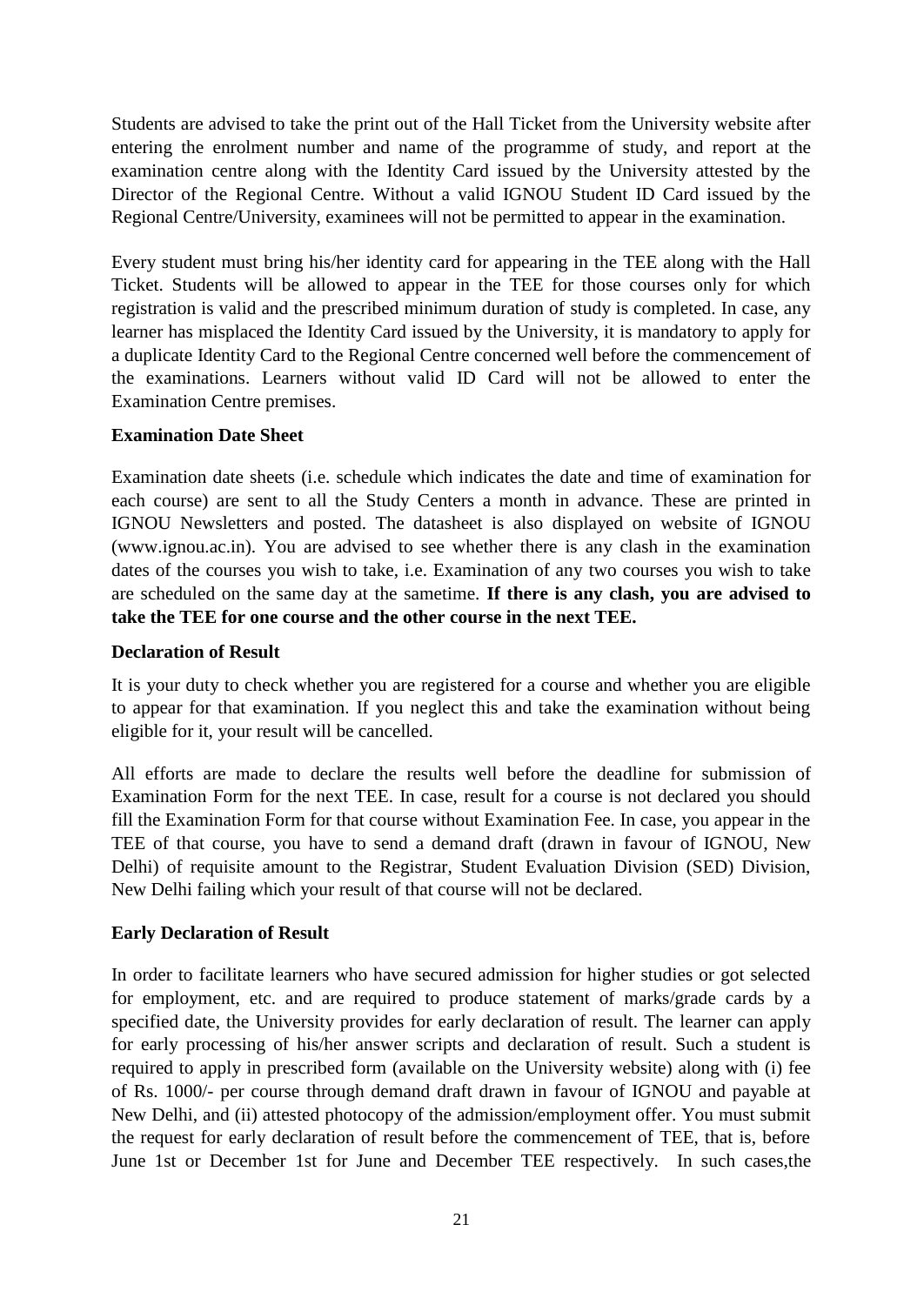Students are advised to take the print out of the Hall Ticket from the University website after entering the enrolment number and name of the programme of study, and report at the examination centre along with the Identity Card issued by the University attested by the Director of the Regional Centre. Without a valid IGNOU Student ID Card issued by the Regional Centre/University, examinees will not be permitted to appear in the examination.

Every student must bring his/her identity card for appearing in the TEE along with the Hall Ticket. Students will be allowed to appear in the TEE for those courses only for which registration is valid and the prescribed minimum duration of study is completed. In case, any learner has misplaced the Identity Card issued by the University, it is mandatory to apply for a duplicate Identity Card to the Regional Centre concerned well before the commencement of the examinations. Learners without valid ID Card will not be allowed to enter the Examination Centre premises.

**Examination Date Sheet**

Examination date sheets (i.e. schedule which indicates the date and time of examination for each course) are sent to all the Study Centers a month in advance. These are printed in IGNOU Newsletters and posted. The datasheet is also displayed on website of IGNOU (www.ignou.ac.in). You are advised to see whether there is any clash in the examination dates of the courses you wish to take, i.e. Examination of any two courses you wish to take are scheduled on the same day at the sametime. **If there is any clash, you are advised to take the TEE for one course and the other course in the next TEE.**

**Declaration of Result**

It is your duty to check whether you are registered for a course and whether you are eligible to appear for that examination. If you neglect this and take the examination without being eligible for it, your result will be cancelled.

All efforts are made to declare the results well before the deadline for submission of Examination Form for the next TEE. In case, result for a course is not declared you should fill the Examination Form for that course without Examination Fee. In case, you appear in the TEE of that course, you have to send a demand draft (drawn in favour of IGNOU, New Delhi) of requisite amount to the Registrar, Student Evaluation Division (SED) Division, New Delhi failing which your result of that course will not be declared.

**Early Declaration of Result**

In order to facilitate learners who have secured admission for higher studies or got selected for employment, etc. and are required to produce statement of marks/grade cards by a specified date, the University provides for early declaration of result. The learner can apply for early processing of his/her answer scripts and declaration of result. Such a student is required to apply in prescribed form (available on the University website) along with (i) fee of Rs. 1000/- per course through demand draft drawn in favour of IGNOU and payable at New Delhi, and (ii) attested photocopy of the admission/employment offer. You must submit the request for early declaration of result before the commencement of TEE, that is, before June 1st or December 1st for June and December TEE respectively. In such cases,the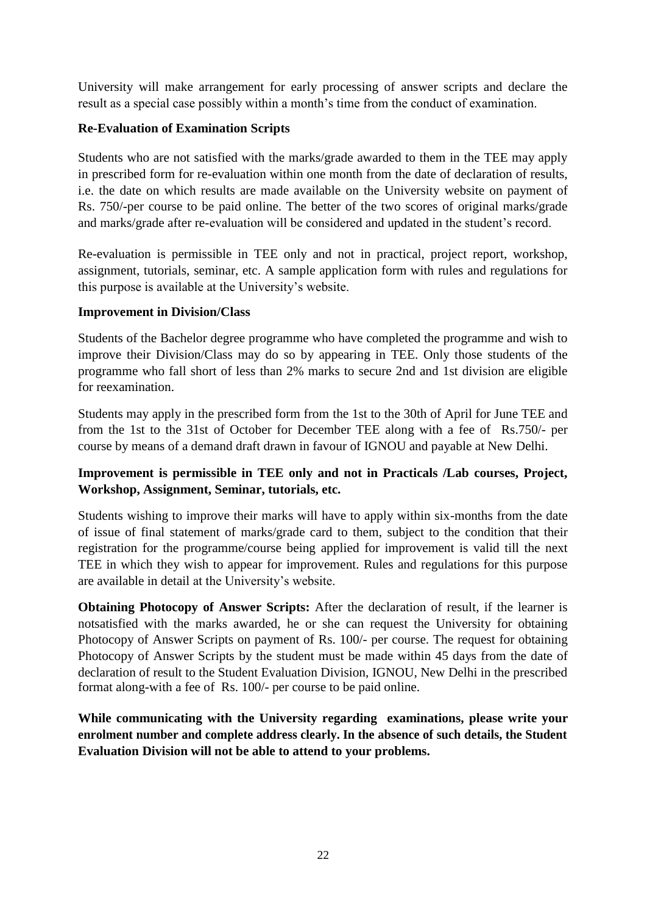University will make arrangement for early processing of answer scripts and declare the result as a special case possibly within a month's time from the conduct of examination.

**Re-Evaluation of Examination Scripts**

Students who are not satisfied with the marks/grade awarded to them in the TEE may apply in prescribed form for re-evaluation within one month from the date of declaration of results, i.e. the date on which results are made available on the University website on payment of Rs. 750/-per course to be paid online. The better of the two scores of original marks/grade and marks/grade after re-evaluation will be considered and updated in the student's record.

Re-evaluation is permissible in TEE only and not in practical, project report, workshop, assignment, tutorials, seminar, etc. A sample application form with rules and regulations for this purpose is available at the University's website.

**Improvement in Division/Class**

Students of the Bachelor degree programme who have completed the programme and wish to improve their Division/Class may do so by appearing in TEE. Only those students of the programme who fall short of less than 2% marks to secure 2nd and 1st division are eligible for reexamination.

Students may apply in the prescribed form from the 1st to the 30th of April for June TEE and from the 1st to the 31st of October for December TEE along with a fee of Rs.750/- per course by means of a demand draft drawn in favour of IGNOU and payable at New Delhi.

**Improvement is permissible in TEE only and not in Practicals /Lab courses, Project, Workshop, Assignment, Seminar, tutorials, etc.**

Students wishing to improve their marks will have to apply within six-months from the date of issue of final statement of marks/grade card to them, subject to the condition that their registration for the programme/course being applied for improvement is valid till the next TEE in which they wish to appear for improvement. Rules and regulations for this purpose are available in detail at the University's website.

**Obtaining Photocopy of Answer Scripts:** After the declaration of result, if the learner is notsatisfied with the marks awarded, he or she can request the University for obtaining Photocopy of Answer Scripts on payment of Rs. 100/- per course. The request for obtaining Photocopy of Answer Scripts by the student must be made within 45 days from the date of declaration of result to the Student Evaluation Division, IGNOU, New Delhi in the prescribed format along-with a fee of Rs. 100/- per course to be paid online.

**While communicating with the University regarding examinations, please write your enrolment number and complete address clearly. In the absence of such details, the Student Evaluation Division will not be able to attend to your problems.**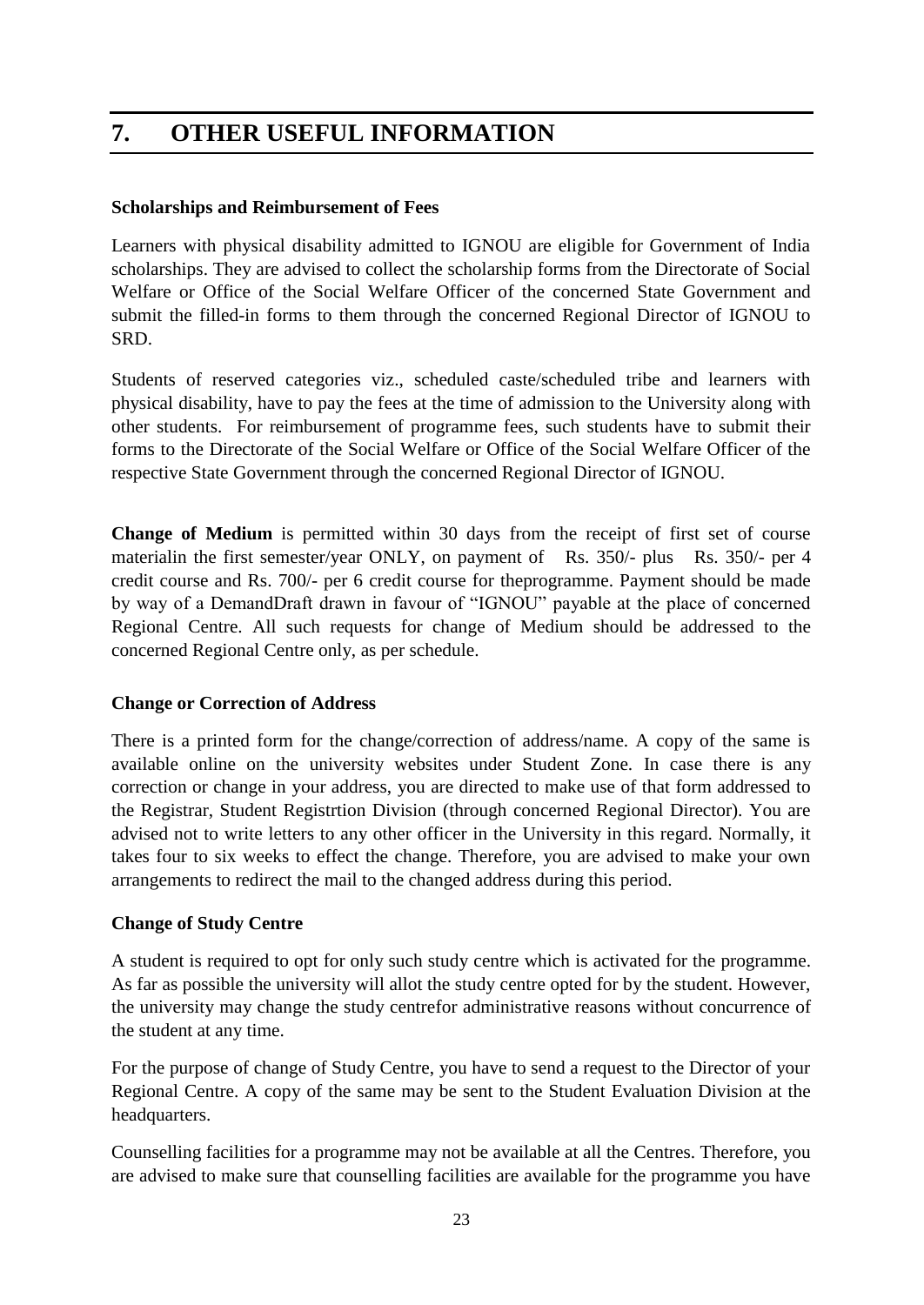# 7. OTHER USEFUL INFORMATION

**Scholarships and Reimbursement of Fees**

Learners with physical disability admitted to IGNOU are eligible for Government of India scholarships. They are advised to collect the scholarship forms from the Directorate of Social Welfare or Office of the Social Welfare Officer of the concerned State Government and submit the filled-in forms to them through the concerned Regional Director of IGNOU to SRD.

Students of reserved categories viz., scheduled caste/scheduled tribe and learners with physical disability, have to pay the fees at the time of admission to the University along with other students. For reimbursement of programme fees, such students have to submit their forms to the Directorate of the Social Welfare or Office of the Social Welfare Officer of the respective State Government through the concerned Regional Director of IGNOU.

**Change of Medium** is permitted within 30 days from the receipt of first set of course materialin the first semester/year ONLY, on payment of Rs. 350/- plus Rs. 350/- per 4 credit course and Rs. 700/- per 6 credit course for theprogramme. Payment should be made by way of a DemandDraft drawn in favour of "IGNOU" payable at the place of concerned Regional Centre. All such requests for change of Medium should be addressed to the concerned Regional Centre only, as per schedule.

**Change or Correction of Address**

There is a printed form for the change/correction of address/name. A copy of the same is available online on the university websites under Student Zone. In case there is any correction or change in your address, you are directed to make use of that form addressed to the Registrar, Student Registrtion Division (through concerned Regional Director). You are advised not to write letters to any other officer in the University in this regard. Normally, it takes four to six weeks to effect the change. Therefore, you are advised to make your own arrangements to redirect the mail to the changed address during this period.

**Change of Study Centre**

A student is required to opt for only such study centre which is activated for the programme. As far as possible the university will allot the study centre opted for by the student. However, the university may change the study centrefor administrative reasons without concurrence of the student at any time.

For the purpose of change of Study Centre, you have to send a request to the Director of your Regional Centre. A copy of the same may be sent to the Student Evaluation Division at the headquarters.

Counselling facilities for a programme may not be available at all the Centres. Therefore, you are advised to make sure that counselling facilities are available for the programme you have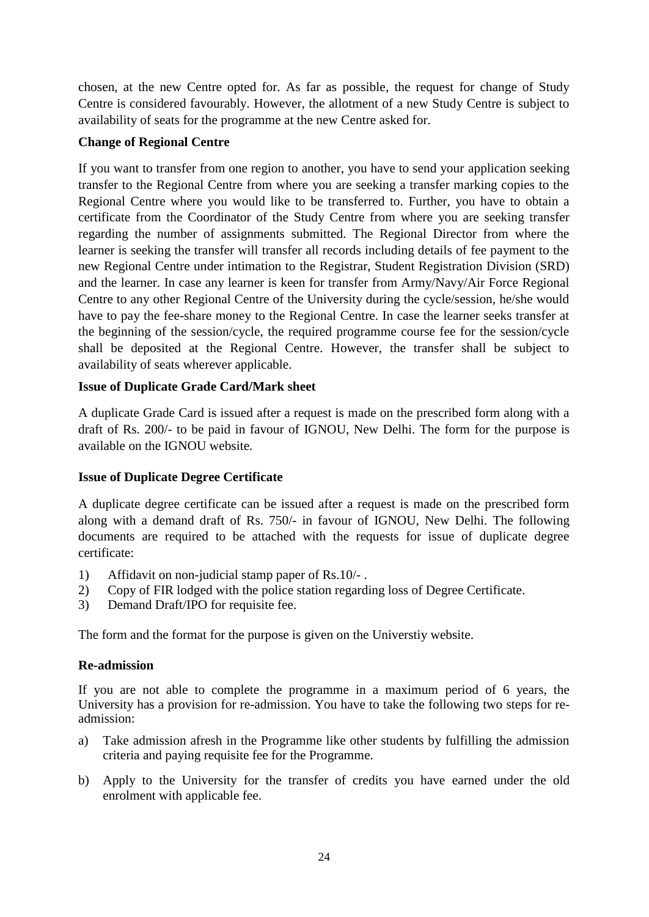chosen, at the new Centre opted for. As far as possible, the request for change of Study Centre is considered favourably. However, the allotment of a new Study Centre is subject to availability of seats for the programme at the new Centre asked for.

**Change of Regional Centre**

If you want to transfer from one region to another, you have to send your application seeking transfer to the Regional Centre from where you are seeking a transfer marking copies to the Regional Centre where you would like to be transferred to. Further, you have to obtain a certificate from the Coordinator of the Study Centre from where you are seeking transfer regarding the number of assignments submitted. The Regional Director from where the learner is seeking the transfer will transfer all records including details of fee payment to the new Regional Centre under intimation to the Registrar, Student Registration Division (SRD) and the learner. In case any learner is keen for transfer from Army/Navy/Air Force Regional Centre to any other Regional Centre of the University during the cycle/session, he/she would have to pay the fee-share money to the Regional Centre. In case the learner seeks transfer at the beginning of the session/cycle, the required programme course fee for the session/cycle shall be deposited at the Regional Centre. However, the transfer shall be subject to availability of seats wherever applicable.

**Issue of Duplicate Grade Card/Mark sheet**

A duplicate Grade Card is issued after a request is made on the prescribed form along with a draft of Rs. 200/- to be paid in favour of IGNOU, New Delhi. The form for the purpose is available on the IGNOU website.

**Issue of Duplicate Degree Certificate**

A duplicate degree certificate can be issued after a request is made on the prescribed form along with a demand draft of Rs. 750/- in favour of IGNOU, New Delhi. The following documents are required to be attached with the requests for issue of duplicate degree certificate:

1) Affidavit on non-judicial stamp paper of Rs.10/- .
2) Copy of FIR lodged with the police station regarding loss of Degree Certificate.
3) Demand Draft/IPO for requisite fee.

The form and the format for the purpose is given on the Universtiy website.

**Re-admission**

If you are not able to complete the programme in a maximum period of 6 years, the University has a provision for re-admission. You have to take the following two steps for re-admission:

a) Take admission afresh in the Programme like other students by fulfilling the admission criteria and paying requisite fee for the Programme.

b) Apply to the University for the transfer of credits you have earned under the old enrolment with applicable fee.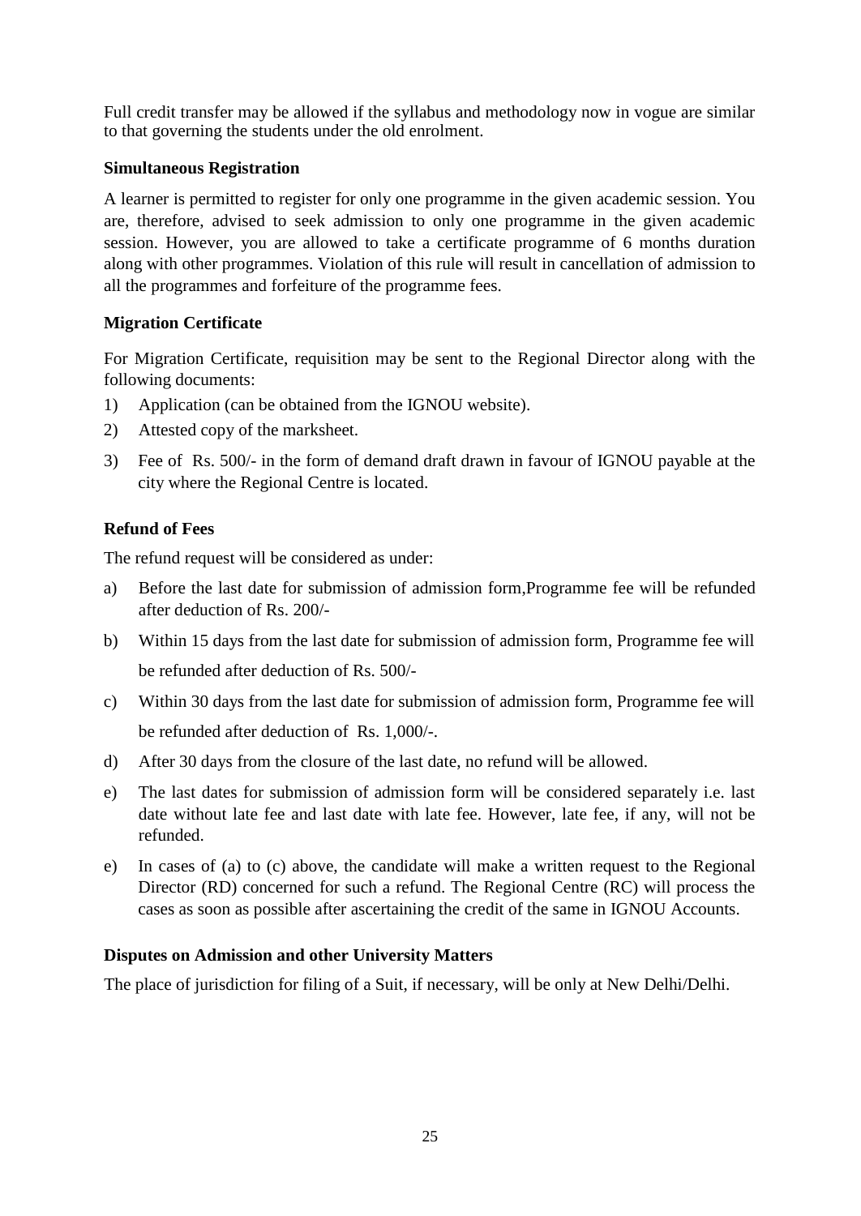Full credit transfer may be allowed if the syllabus and methodology now in vogue are similar to that governing the students under the old enrolment.

**Simultaneous Registration**

A learner is permitted to register for only one programme in the given academic session. You are, therefore, advised to seek admission to only one programme in the given academic session. However, you are allowed to take a certificate programme of 6 months duration along with other programmes. Violation of this rule will result in cancellation of admission to all the programmes and forfeiture of the programme fees.

**Migration Certificate**

For Migration Certificate, requisition may be sent to the Regional Director along with the following documents:

1) Application (can be obtained from the IGNOU website).
2) Attested copy of the marksheet.
3) Fee of Rs. 500/- in the form of demand draft drawn in favour of IGNOU payable at the city where the Regional Centre is located.

**Refund of Fees**

The refund request will be considered as under:

a) Before the last date for submission of admission form,Programme fee will be refunded after deduction of Rs. 200/-
b) Within 15 days from the last date for submission of admission form, Programme fee will be refunded after deduction of Rs. 500/-
c) Within 30 days from the last date for submission of admission form, Programme fee will be refunded after deduction of Rs. 1,000/-.
d) After 30 days from the closure of the last date, no refund will be allowed.
e) The last dates for submission of admission form will be considered separately i.e. last date without late fee and last date with late fee. However, late fee, if any, will not be refunded.
e) In cases of (a) to (c) above, the candidate will make a written request to the Regional Director (RD) concerned for such a refund. The Regional Centre (RC) will process the cases as soon as possible after ascertaining the credit of the same in IGNOU Accounts.

**Disputes on Admission and other University Matters**

The place of jurisdiction for filing of a Suit, if necessary, will be only at New Delhi/Delhi.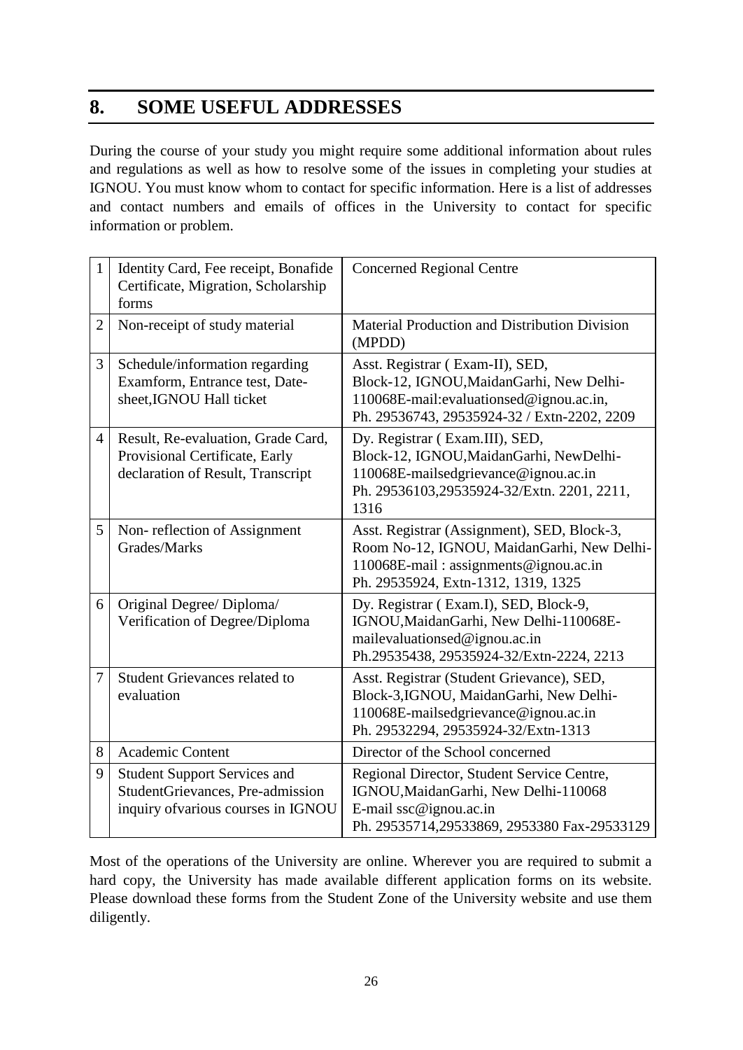## 8. SOME USEFUL ADDRESSES

During the course of your study you might require some additional information about rules and regulations as well as how to resolve some of the issues in completing your studies at IGNOU. You must know whom to contact for specific information. Here is a list of addresses and contact numbers and emails of offices in the University to contact for specific information or problem.

| | | |
|---|---|---|
| 1 | Identity Card, Fee receipt, Bonafide Certificate, Migration, Scholarship forms | Concerned Regional Centre |
| 2 | Non-receipt of study material | Material Production and Distribution Division (MPDD) |
| 3 | Schedule/information regarding Examform, Entrance test, Date-sheet,IGNOU Hall ticket | Asst. Registrar ( Exam-II), SED, Block-12, IGNOU,MaidanGarhi, New Delhi-110068E-mail:evaluationsed@ignou.ac.in, Ph. 29536743, 29535924-32 / Extn-2202, 2209 |
| 4 | Result, Re-evaluation, Grade Card, Provisional Certificate, Early declaration of Result, Transcript | Dy. Registrar ( Exam.III), SED, Block-12, IGNOU,MaidanGarhi, NewDelhi-110068E-mailsedgrievance@ignou.ac.in Ph. 29536103,29535924-32/Extn. 2201, 2211, 1316 |
| 5 | Non- reflection of Assignment Grades/Marks | Asst. Registrar (Assignment), SED, Block-3, Room No-12, IGNOU, MaidanGarhi, New Delhi-110068E-mail : assignments@ignou.ac.in Ph. 29535924, Extn-1312, 1319, 1325 |
| 6 | Original Degree/ Diploma/ Verification of Degree/Diploma | Dy. Registrar ( Exam.I), SED, Block-9, IGNOU,MaidanGarhi, New Delhi-110068E-mailevaluationsed@ignou.ac.in Ph.29535438, 29535924-32/Extn-2224, 2213 |
| 7 | Student Grievances related to evaluation | Asst. Registrar (Student Grievance), SED, Block-3,IGNOU, MaidanGarhi, New Delhi-110068E-mailsedgrievance@ignou.ac.in Ph. 29532294, 29535924-32/Extn-1313 |
| 8 | Academic Content | Director of the School concerned |
| 9 | Student Support Services and StudentGrievances, Pre-admission inquiry ofvarious courses in IGNOU | Regional Director, Student Service Centre, IGNOU,MaidanGarhi, New Delhi-110068 E-mail ssc@ignou.ac.in Ph. 29535714,29533869, 2953380 Fax-29533129 |

Most of the operations of the University are online. Wherever you are required to submit a hard copy, the University has made available different application forms on its website. Please download these forms from the Student Zone of the University website and use them diligently.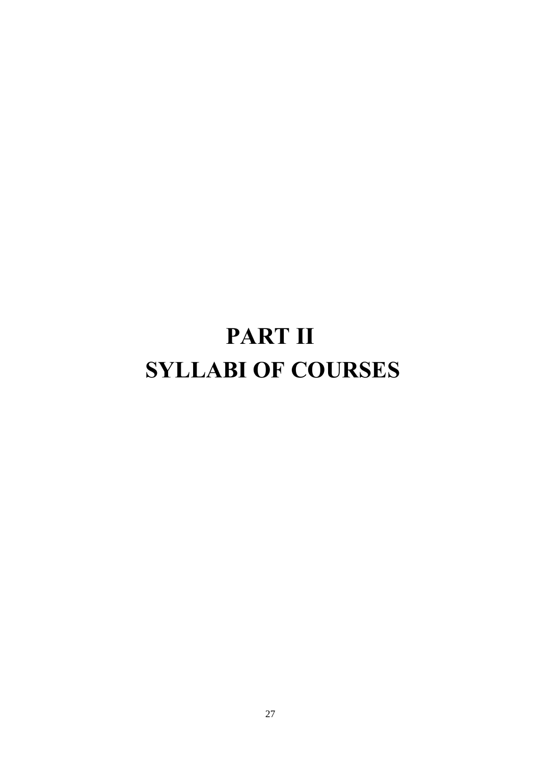# PART II
# SYLLABI OF COURSES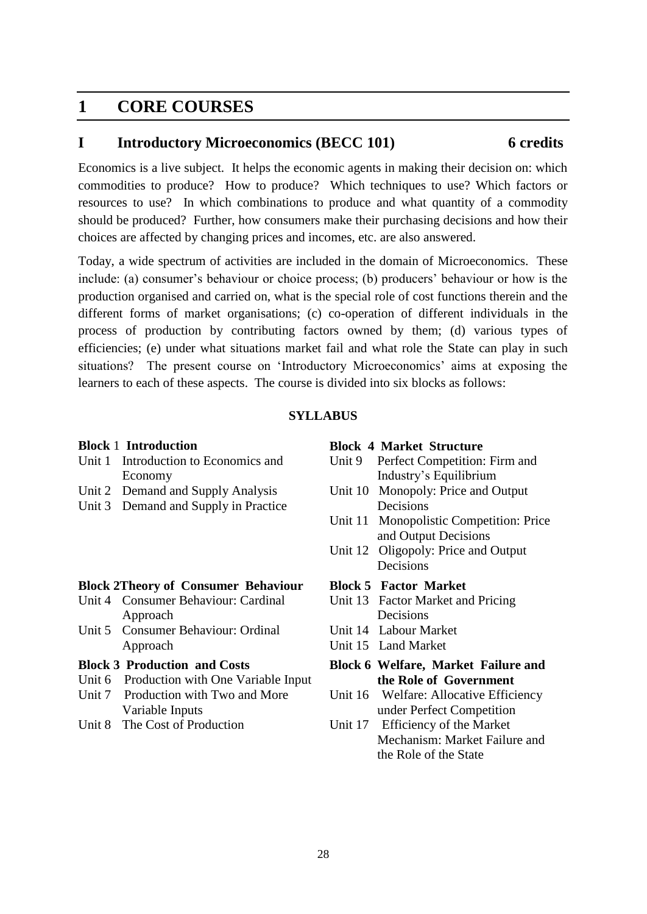# 1 CORE COURSES

## I Introductory Microeconomics (BECC 101) 6 credits

Economics is a live subject. It helps the economic agents in making their decision on: which commodities to produce? How to produce? Which techniques to use? Which factors or resources to use? In which combinations to produce and what quantity of a commodity should be produced? Further, how consumers make their purchasing decisions and how their choices are affected by changing prices and incomes, etc. are also answered.

Today, a wide spectrum of activities are included in the domain of Microeconomics. These include: (a) consumer's behaviour or choice process; (b) producers' behaviour or how is the production organised and carried on, what is the special role of cost functions therein and the different forms of market organisations; (c) co-operation of different individuals in the process of production by contributing factors owned by them; (d) various types of efficiencies; (e) under what situations market fail and what role the State can play in such situations? The present course on 'Introductory Microeconomics' aims at exposing the learners to each of these aspects. The course is divided into six blocks as follows:

**SYLLABUS**

**Block 1 Introduction**

- Unit 1 Introduction to Economics and Economy
- Unit 2 Demand and Supply Analysis
- Unit 3 Demand and Supply in Practice

**Block 2 Theory of Consumer Behaviour**

- Unit 4 Consumer Behaviour: Cardinal Approach
- Unit 5 Consumer Behaviour: Ordinal Approach

**Block 3 Production and Costs**

- Unit 6 Production with One Variable Input
- Unit 7 Production with Two and More Variable Inputs
- Unit 8 The Cost of Production

**Block 4 Market Structure**

- Unit 9 Perfect Competition: Firm and Industry's Equilibrium
- Unit 10 Monopoly: Price and Output Decisions
- Unit 11 Monopolistic Competition: Price and Output Decisions
- Unit 12 Oligopoly: Price and Output Decisions

**Block 5 Factor Market**

- Unit 13 Factor Market and Pricing Decisions
- Unit 14 Labour Market
- Unit 15 Land Market

**Block 6 Welfare, Market Failure and the Role of Government**

- Unit 16 Welfare: Allocative Efficiency under Perfect Competition
- Unit 17 Efficiency of the Market Mechanism: Market Failure and the Role of the State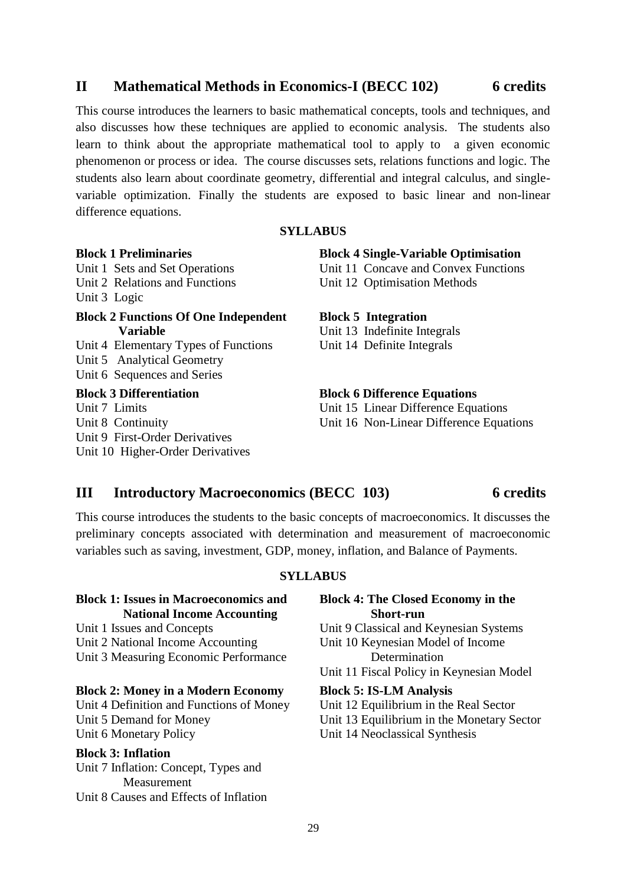## II Mathematical Methods in Economics-I (BECC 102) 6 credits

This course introduces the learners to basic mathematical concepts, tools and techniques, and also discusses how these techniques are applied to economic analysis. The students also learn to think about the appropriate mathematical tool to apply to a given economic phenomenon or process or idea. The course discusses sets, relations functions and logic. The students also learn about coordinate geometry, differential and integral calculus, and single-variable optimization. Finally the students are exposed to basic linear and non-linear difference equations.

**SYLLABUS**

**Block 1 Preliminaries**
Unit 1 Sets and Set Operations
Unit 2 Relations and Functions
Unit 3 Logic

**Block 2 Functions Of One Independent Variable**
Unit 4 Elementary Types of Functions
Unit 5 Analytical Geometry
Unit 6 Sequences and Series

**Block 3 Differentiation**
Unit 7 Limits
Unit 8 Continuity
Unit 9 First-Order Derivatives
Unit 10 Higher-Order Derivatives

**Block 4 Single-Variable Optimisation**
Unit 11 Concave and Convex Functions
Unit 12 Optimisation Methods

**Block 5 Integration**
Unit 13 Indefinite Integrals
Unit 14 Definite Integrals

**Block 6 Difference Equations**
Unit 15 Linear Difference Equations
Unit 16 Non-Linear Difference Equations

## III Introductory Macroeconomics (BECC 103) 6 credits

This course introduces the students to the basic concepts of macroeconomics. It discusses the preliminary concepts associated with determination and measurement of macroeconomic variables such as saving, investment, GDP, money, inflation, and Balance of Payments.

**SYLLABUS**

**Block 1: Issues in Macroeconomics and National Income Accounting**
Unit 1 Issues and Concepts
Unit 2 National Income Accounting
Unit 3 Measuring Economic Performance

**Block 2: Money in a Modern Economy**
Unit 4 Definition and Functions of Money
Unit 5 Demand for Money
Unit 6 Monetary Policy

**Block 3: Inflation**
Unit 7 Inflation: Concept, Types and Measurement
Unit 8 Causes and Effects of Inflation

**Block 4: The Closed Economy in the Short-run**
Unit 9 Classical and Keynesian Systems
Unit 10 Keynesian Model of Income Determination
Unit 11 Fiscal Policy in Keynesian Model

**Block 5: IS-LM Analysis**
Unit 12 Equilibrium in the Real Sector
Unit 13 Equilibrium in the Monetary Sector
Unit 14 Neoclassical Synthesis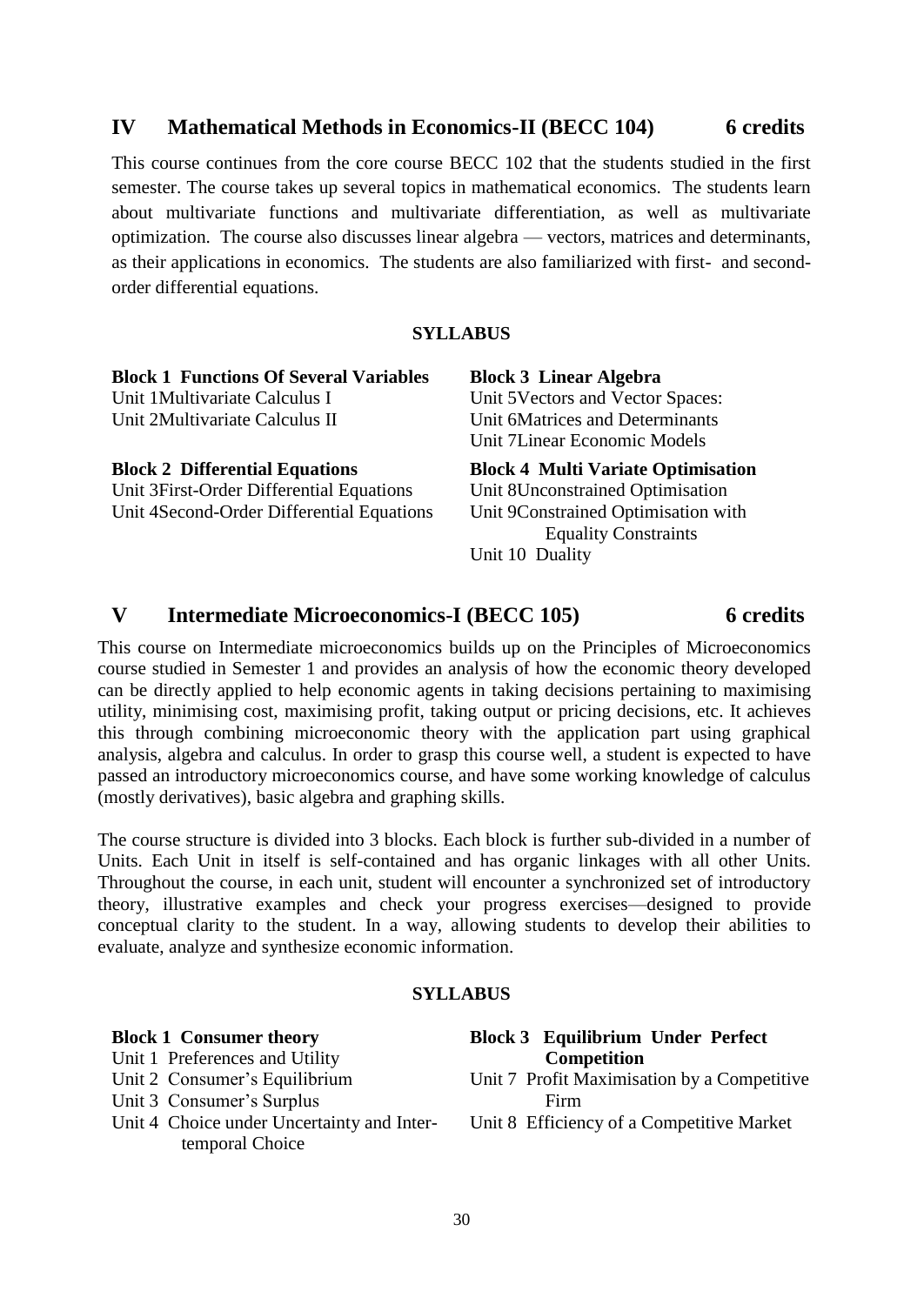## IV Mathematical Methods in Economics-II (BECC 104) 6 credits

This course continues from the core course BECC 102 that the students studied in the first semester. The course takes up several topics in mathematical economics. The students learn about multivariate functions and multivariate differentiation, as well as multivariate optimization. The course also discusses linear algebra — vectors, matrices and determinants, as their applications in economics. The students are also familiarized with first- and second-order differential equations.

**SYLLABUS**

**Block 1 Functions Of Several Variables**
Unit 1Multivariate Calculus I
Unit 2Multivariate Calculus II

**Block 2 Differential Equations**
Unit 3First-Order Differential Equations
Unit 4Second-Order Differential Equations

**Block 3 Linear Algebra**
Unit 5Vectors and Vector Spaces:
Unit 6Matrices and Determinants
Unit 7Linear Economic Models

**Block 4 Multi Variate Optimisation**
Unit 8Unconstrained Optimisation
Unit 9Constrained Optimisation with Equality Constraints
Unit 10 Duality

## V Intermediate Microeconomics-I (BECC 105) 6 credits

This course on Intermediate microeconomics builds up on the Principles of Microeconomics course studied in Semester 1 and provides an analysis of how the economic theory developed can be directly applied to help economic agents in taking decisions pertaining to maximising utility, minimising cost, maximising profit, taking output or pricing decisions, etc. It achieves this through combining microeconomic theory with the application part using graphical analysis, algebra and calculus. In order to grasp this course well, a student is expected to have passed an introductory microeconomics course, and have some working knowledge of calculus (mostly derivatives), basic algebra and graphing skills.

The course structure is divided into 3 blocks. Each block is further sub-divided in a number of Units. Each Unit in itself is self-contained and has organic linkages with all other Units. Throughout the course, in each unit, student will encounter a synchronized set of introductory theory, illustrative examples and check your progress exercises—designed to provide conceptual clarity to the student. In a way, allowing students to develop their abilities to evaluate, analyze and synthesize economic information.

**SYLLABUS**

**Block 1 Consumer theory**
Unit 1 Preferences and Utility
Unit 2 Consumer's Equilibrium
Unit 3 Consumer's Surplus
Unit 4 Choice under Uncertainty and Inter-temporal Choice

**Block 3 Equilibrium Under Perfect Competition**
Unit 7 Profit Maximisation by a Competitive Firm
Unit 8 Efficiency of a Competitive Market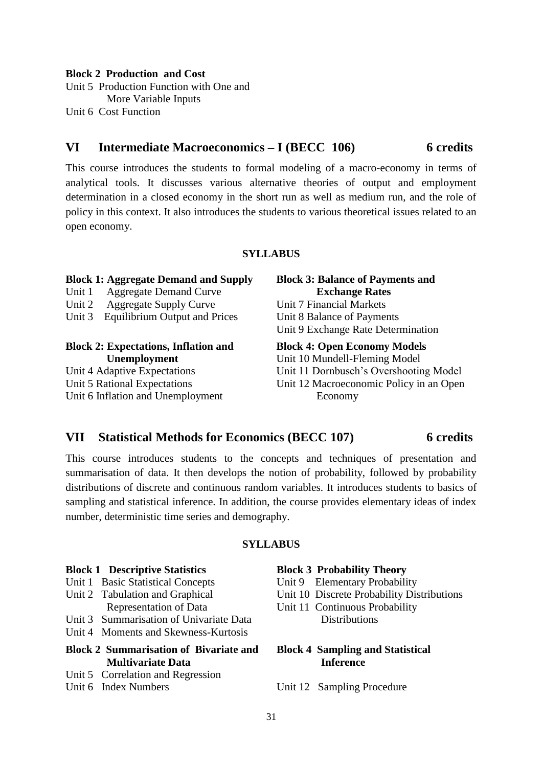**Block 2 Production and Cost**

Unit 5 Production Function with One and More Variable Inputs

Unit 6 Cost Function

## VI Intermediate Macroeconomics – I (BECC 106) 6 credits

This course introduces the students to formal modeling of a macro-economy in terms of analytical tools. It discusses various alternative theories of output and employment determination in a closed economy in the short run as well as medium run, and the role of policy in this context. It also introduces the students to various theoretical issues related to an open economy.

**SYLLABUS**

**Block 1: Aggregate Demand and Supply**

Unit 1 Aggregate Demand Curve

Unit 2 Aggregate Supply Curve

Unit 3 Equilibrium Output and Prices

**Block 2: Expectations, Inflation and Unemployment**

Unit 4 Adaptive Expectations

Unit 5 Rational Expectations

Unit 6 Inflation and Unemployment

**Block 3: Balance of Payments and Exchange Rates**

Unit 7 Financial Markets

Unit 8 Balance of Payments

Unit 9 Exchange Rate Determination

**Block 4: Open Economy Models**

Unit 10 Mundell-Fleming Model

Unit 11 Dornbusch's Overshooting Model

Unit 12 Macroeconomic Policy in an Open Economy

## VII Statistical Methods for Economics (BECC 107) 6 credits

This course introduces students to the concepts and techniques of presentation and summarisation of data. It then develops the notion of probability, followed by probability distributions of discrete and continuous random variables. It introduces students to basics of sampling and statistical inference. In addition, the course provides elementary ideas of index number, deterministic time series and demography.

**SYLLABUS**

**Block 1 Descriptive Statistics**

Unit 1 Basic Statistical Concepts

Unit 2 Tabulation and Graphical Representation of Data

Unit 3 Summarisation of Univariate Data

Unit 4 Moments and Skewness-Kurtosis

**Block 2 Summarisation of Bivariate and Multivariate Data**

Unit 5 Correlation and Regression

Unit 6 Index Numbers

**Block 3 Probability Theory**

Unit 9 Elementary Probability

Unit 10 Discrete Probability Distributions

Unit 11 Continuous Probability Distributions

**Block 4 Sampling and Statistical Inference**

Unit 12 Sampling Procedure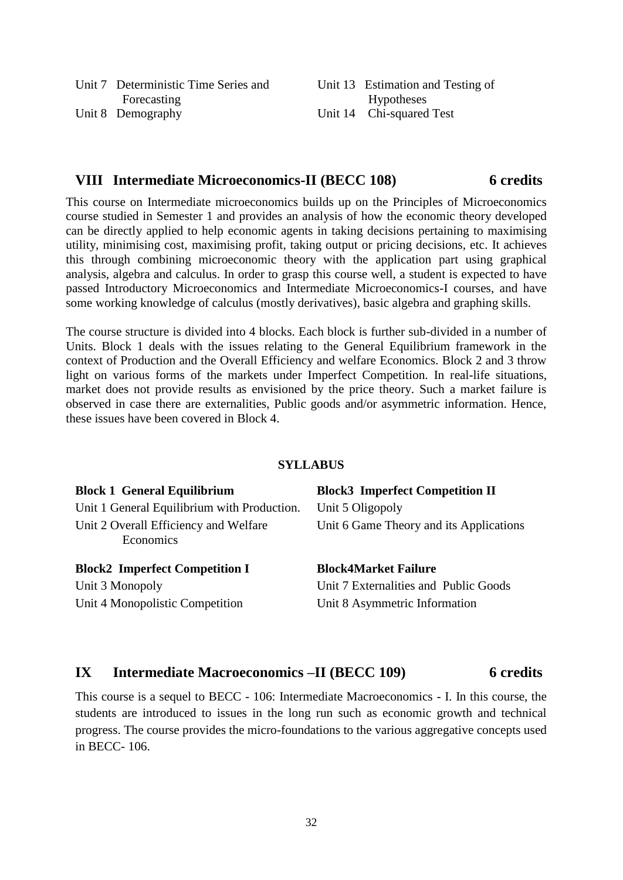Unit 7 Deterministic Time Series and Forecasting

Unit 8 Demography

Unit 13 Estimation and Testing of Hypotheses

Unit 14 Chi-squared Test

## VIII Intermediate Microeconomics-II (BECC 108) 6 credits

This course on Intermediate microeconomics builds up on the Principles of Microeconomics course studied in Semester 1 and provides an analysis of how the economic theory developed can be directly applied to help economic agents in taking decisions pertaining to maximising utility, minimising cost, maximising profit, taking output or pricing decisions, etc. It achieves this through combining microeconomic theory with the application part using graphical analysis, algebra and calculus. In order to grasp this course well, a student is expected to have passed Introductory Microeconomics and Intermediate Microeconomics-I courses, and have some working knowledge of calculus (mostly derivatives), basic algebra and graphing skills.

The course structure is divided into 4 blocks. Each block is further sub-divided in a number of Units. Block 1 deals with the issues relating to the General Equilibrium framework in the context of Production and the Overall Efficiency and welfare Economics. Block 2 and 3 throw light on various forms of the markets under Imperfect Competition. In real-life situations, market does not provide results as envisioned by the price theory. Such a market failure is observed in case there are externalities, Public goods and/or asymmetric information. Hence, these issues have been covered in Block 4.

**SYLLABUS**

**Block 1 General Equilibrium**

Unit 1 General Equilibrium with Production.

Unit 2 Overall Efficiency and Welfare Economics

**Block2 Imperfect Competition I**

Unit 3 Monopoly

Unit 4 Monopolistic Competition

**Block3 Imperfect Competition II**

Unit 5 Oligopoly

Unit 6 Game Theory and its Applications

**Block4Market Failure**

Unit 7 Externalities and Public Goods

Unit 8 Asymmetric Information

## IX Intermediate Macroeconomics –II (BECC 109) 6 credits

This course is a sequel to BECC - 106: Intermediate Macroeconomics - I. In this course, the students are introduced to issues in the long run such as economic growth and technical progress. The course provides the micro-foundations to the various aggregative concepts used in BECC- 106.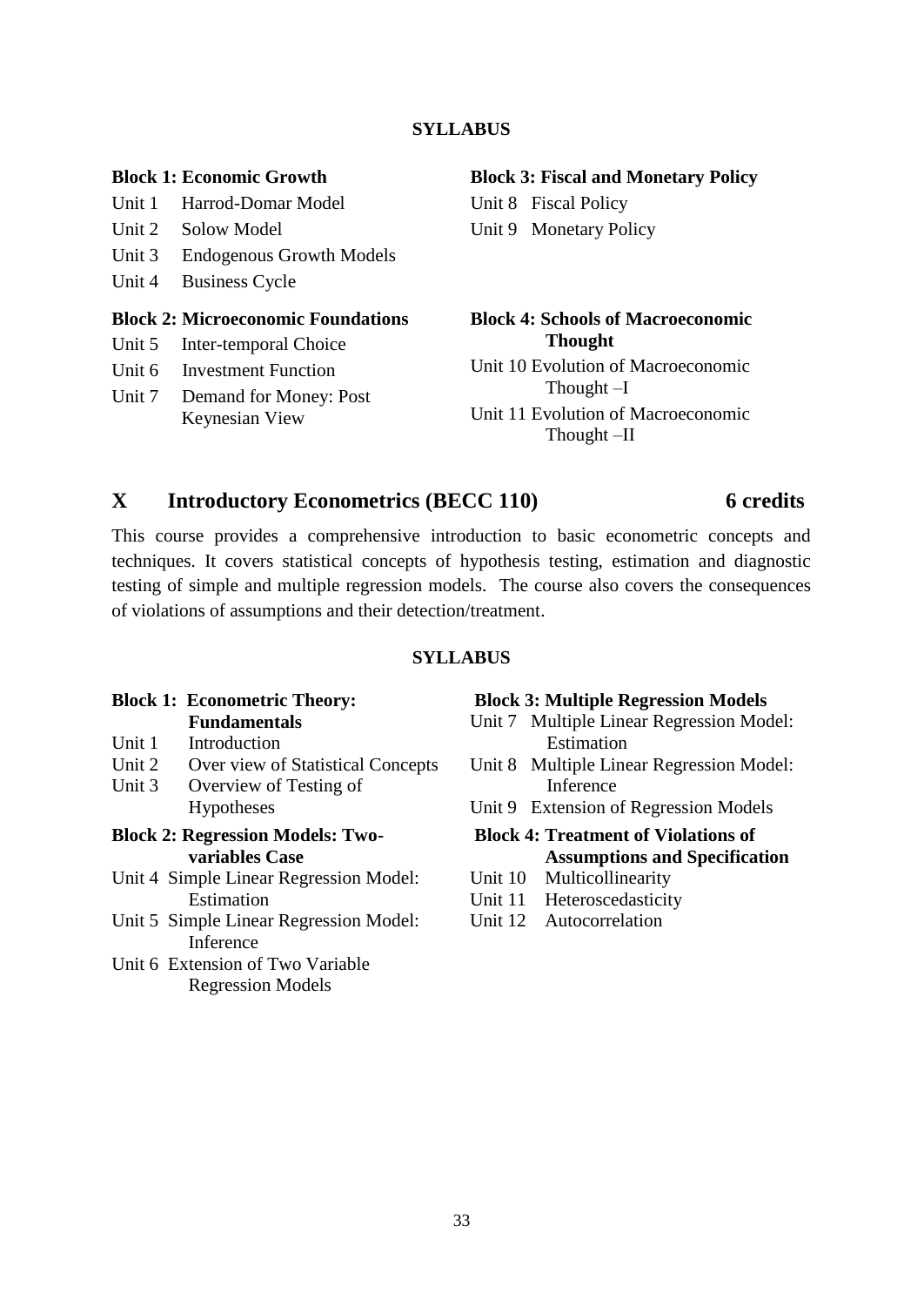**SYLLABUS**

**Block 1: Economic Growth**

- Unit 1 Harrod-Domar Model
- Unit 2 Solow Model
- Unit 3 Endogenous Growth Models
- Unit 4 Business Cycle

**Block 2: Microeconomic Foundations**

- Unit 5 Inter-temporal Choice
- Unit 6 Investment Function
- Unit 7 Demand for Money: Post Keynesian View

**Block 3: Fiscal and Monetary Policy**

- Unit 8 Fiscal Policy
- Unit 9 Monetary Policy

**Block 4: Schools of Macroeconomic Thought**

- Unit 10 Evolution of Macroeconomic Thought –I
- Unit 11 Evolution of Macroeconomic Thought –II

## X Introductory Econometrics (BECC 110) 6 credits

This course provides a comprehensive introduction to basic econometric concepts and techniques. It covers statistical concepts of hypothesis testing, estimation and diagnostic testing of simple and multiple regression models. The course also covers the consequences of violations of assumptions and their detection/treatment.

**SYLLABUS**

**Block 1: Econometric Theory: Fundamentals**

- Unit 1 Introduction
- Unit 2 Over view of Statistical Concepts
- Unit 3 Overview of Testing of Hypotheses

**Block 2: Regression Models: Two-variables Case**

- Unit 4 Simple Linear Regression Model: Estimation
- Unit 5 Simple Linear Regression Model: Inference
- Unit 6 Extension of Two Variable Regression Models

**Block 3: Multiple Regression Models**

- Unit 7 Multiple Linear Regression Model: Estimation
- Unit 8 Multiple Linear Regression Model: Inference
- Unit 9 Extension of Regression Models

**Block 4: Treatment of Violations of Assumptions and Specification**

- Unit 10 Multicollinearity
- Unit 11 Heteroscedasticity
- Unit 12 Autocorrelation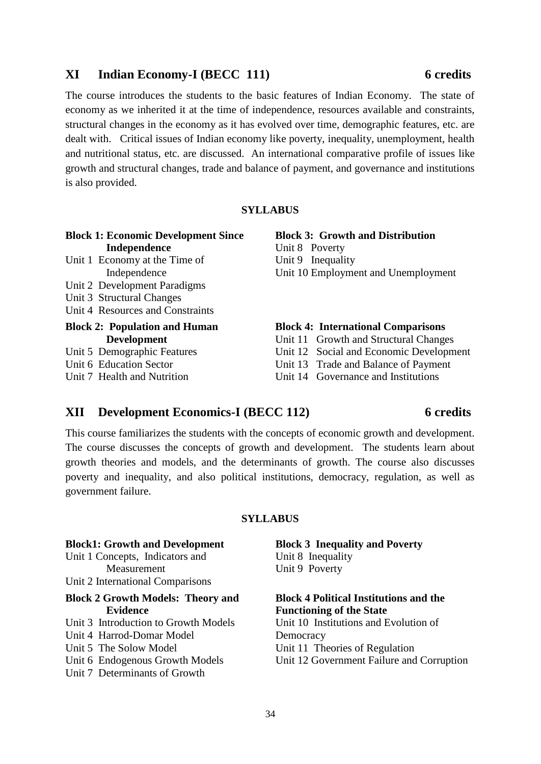## XI Indian Economy-I (BECC 111) 6 credits

The course introduces the students to the basic features of Indian Economy. The state of economy as we inherited it at the time of independence, resources available and constraints, structural changes in the economy as it has evolved over time, demographic features, etc. are dealt with. Critical issues of Indian economy like poverty, inequality, unemployment, health and nutritional status, etc. are discussed. An international comparative profile of issues like growth and structural changes, trade and balance of payment, and governance and institutions is also provided.

**SYLLABUS**

**Block 1: Economic Development Since Independence**
- Unit 1 Economy at the Time of Independence
- Unit 2 Development Paradigms
- Unit 3 Structural Changes
- Unit 4 Resources and Constraints

**Block 2: Population and Human Development**
- Unit 5 Demographic Features
- Unit 6 Education Sector
- Unit 7 Health and Nutrition

**Block 3: Growth and Distribution**
- Unit 8 Poverty
- Unit 9 Inequality
- Unit 10 Employment and Unemployment

**Block 4: International Comparisons**
- Unit 11 Growth and Structural Changes
- Unit 12 Social and Economic Development
- Unit 13 Trade and Balance of Payment
- Unit 14 Governance and Institutions

## XII Development Economics-I (BECC 112) 6 credits

This course familiarizes the students with the concepts of economic growth and development. The course discusses the concepts of growth and development. The students learn about growth theories and models, and the determinants of growth. The course also discusses poverty and inequality, and also political institutions, democracy, regulation, as well as government failure.

**SYLLABUS**

**Block1: Growth and Development**
- Unit 1 Concepts, Indicators and Measurement
- Unit 2 International Comparisons

**Block 2 Growth Models: Theory and Evidence**
- Unit 3 Introduction to Growth Models
- Unit 4 Harrod-Domar Model
- Unit 5 The Solow Model
- Unit 6 Endogenous Growth Models
- Unit 7 Determinants of Growth

**Block 3 Inequality and Poverty**
- Unit 8 Inequality
- Unit 9 Poverty

**Block 4 Political Institutions and the Functioning of the State**
- Unit 10 Institutions and Evolution of Democracy
- Unit 11 Theories of Regulation
- Unit 12 Government Failure and Corruption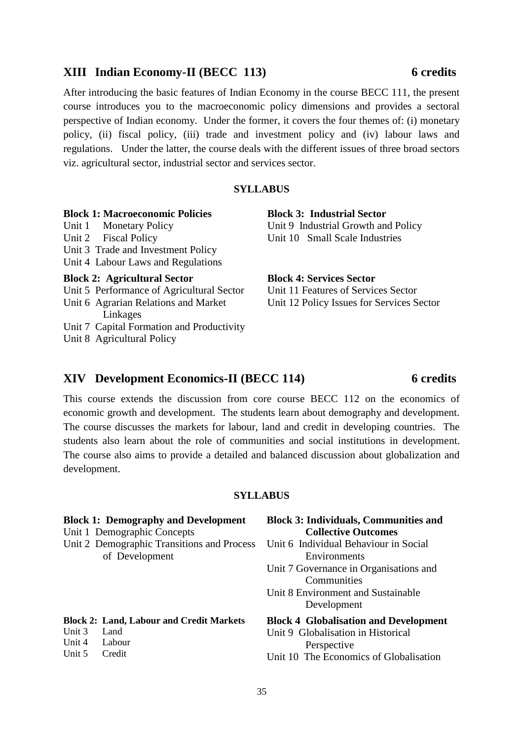## XIII Indian Economy-II (BECC 113) 6 credits

After introducing the basic features of Indian Economy in the course BECC 111, the present course introduces you to the macroeconomic policy dimensions and provides a sectoral perspective of Indian economy. Under the former, it covers the four themes of: (i) monetary policy, (ii) fiscal policy, (iii) trade and investment policy and (iv) labour laws and regulations. Under the latter, the course deals with the different issues of three broad sectors viz. agricultural sector, industrial sector and services sector.

**SYLLABUS**

**Block 1: Macroeconomic Policies**
- Unit 1 Monetary Policy
- Unit 2 Fiscal Policy
- Unit 3 Trade and Investment Policy
- Unit 4 Labour Laws and Regulations

**Block 2: Agricultural Sector**
- Unit 5 Performance of Agricultural Sector
- Unit 6 Agrarian Relations and Market Linkages
- Unit 7 Capital Formation and Productivity
- Unit 8 Agricultural Policy

**Block 3: Industrial Sector**
- Unit 9 Industrial Growth and Policy
- Unit 10 Small Scale Industries

**Block 4: Services Sector**
- Unit 11 Features of Services Sector
- Unit 12 Policy Issues for Services Sector

## XIV Development Economics-II (BECC 114) 6 credits

This course extends the discussion from core course BECC 112 on the economics of economic growth and development. The students learn about demography and development. The course discusses the markets for labour, land and credit in developing countries. The students also learn about the role of communities and social institutions in development. The course also aims to provide a detailed and balanced discussion about globalization and development.

**SYLLABUS**

**Block 1: Demography and Development**
- Unit 1 Demographic Concepts
- Unit 2 Demographic Transitions and Process of Development

**Block 2: Land, Labour and Credit Markets**
- Unit 3 Land
- Unit 4 Labour
- Unit 5 Credit

**Block 3: Individuals, Communities and Collective Outcomes**
- Unit 6 Individual Behaviour in Social Environments
- Unit 7 Governance in Organisations and Communities
- Unit 8 Environment and Sustainable Development

**Block 4 Globalisation and Development**
- Unit 9 Globalisation in Historical Perspective
- Unit 10 The Economics of Globalisation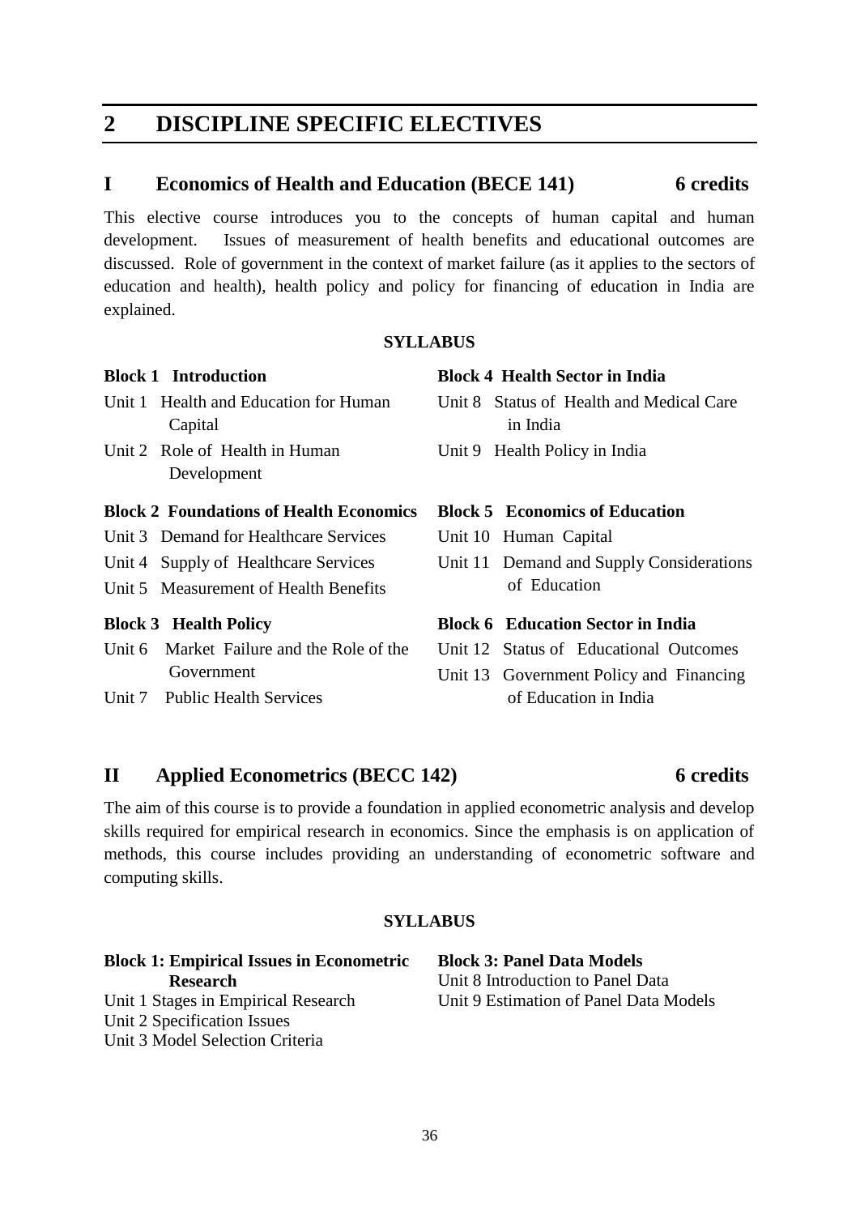# 2 DISCIPLINE SPECIFIC ELECTIVES

## I Economics of Health and Education (BECE 141) 6 credits

This elective course introduces you to the concepts of human capital and human development. Issues of measurement of health benefits and educational outcomes are discussed. Role of government in the context of market failure (as it applies to the sectors of education and health), health policy and policy for financing of education in India are explained.

**SYLLABUS**

**Block 1 Introduction**

Unit 1 Health and Education for Human Capital

Unit 2 Role of Health in Human Development

**Block 2 Foundations of Health Economics**

Unit 3 Demand for Healthcare Services

Unit 4 Supply of Healthcare Services

Unit 5 Measurement of Health Benefits

**Block 3 Health Policy**

Unit 6 Market Failure and the Role of the Government

Unit 7 Public Health Services

**Block 4 Health Sector in India**

Unit 8 Status of Health and Medical Care in India

Unit 9 Health Policy in India

**Block 5 Economics of Education**

Unit 10 Human Capital

Unit 11 Demand and Supply Considerations of Education

**Block 6 Education Sector in India**

Unit 12 Status of Educational Outcomes

Unit 13 Government Policy and Financing of Education in India

## II Applied Econometrics (BECC 142) 6 credits

The aim of this course is to provide a foundation in applied econometric analysis and develop skills required for empirical research in economics. Since the emphasis is on application of methods, this course includes providing an understanding of econometric software and computing skills.

**SYLLABUS**

**Block 1: Empirical Issues in Econometric Research**

Unit 1 Stages in Empirical Research

Unit 2 Specification Issues

Unit 3 Model Selection Criteria

**Block 3: Panel Data Models**

Unit 8 Introduction to Panel Data

Unit 9 Estimation of Panel Data Models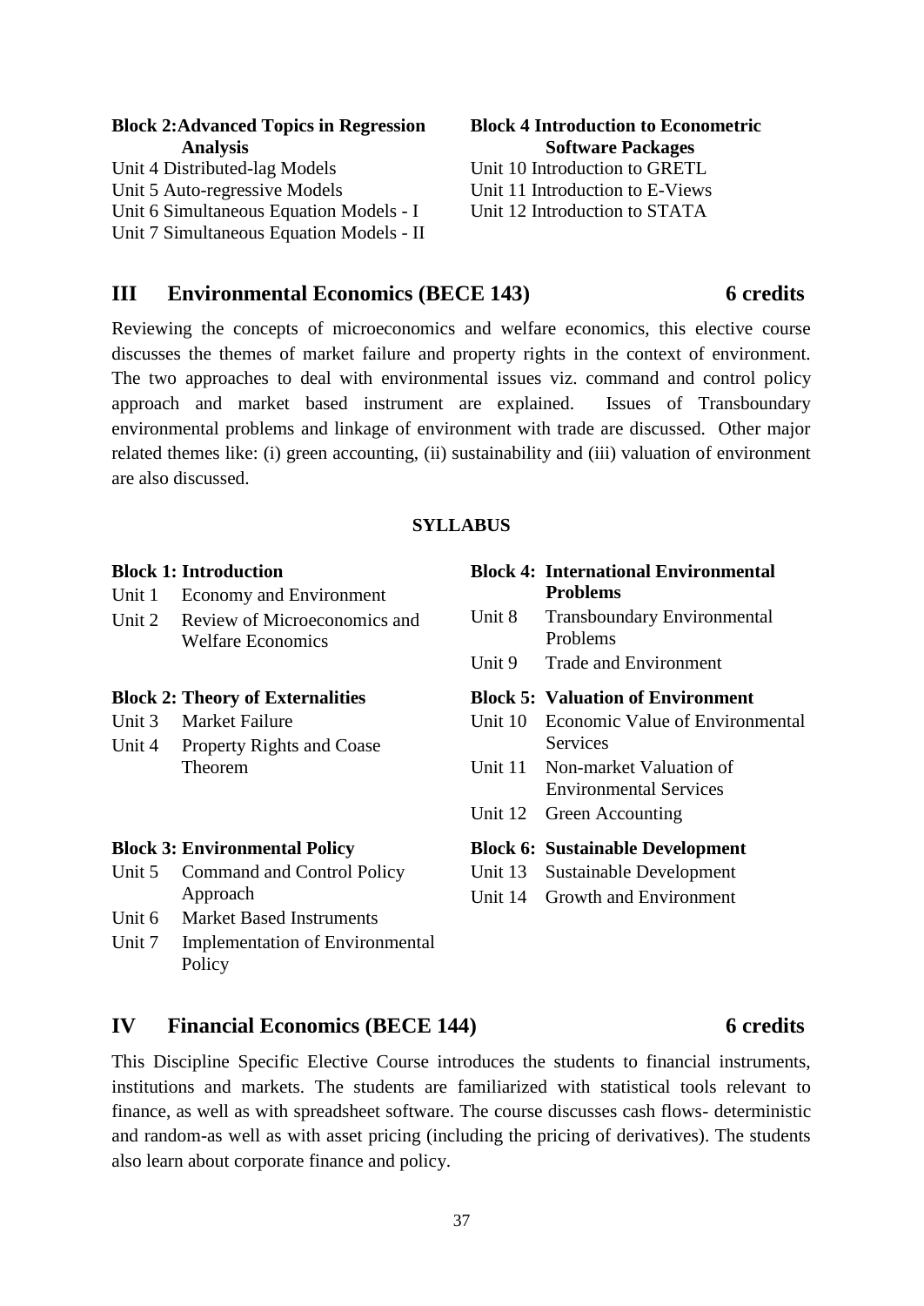**Block 2: Advanced Topics in Regression Analysis**

Unit 4 Distributed-lag Models
Unit 5 Auto-regressive Models
Unit 6 Simultaneous Equation Models - I
Unit 7 Simultaneous Equation Models - II

**Block 4 Introduction to Econometric Software Packages**

Unit 10 Introduction to GRETL
Unit 11 Introduction to E-Views
Unit 12 Introduction to STATA

## III Environmental Economics (BECE 143) 6 credits

Reviewing the concepts of microeconomics and welfare economics, this elective course discusses the themes of market failure and property rights in the context of environment. The two approaches to deal with environmental issues viz. command and control policy approach and market based instrument are explained. Issues of Transboundary environmental problems and linkage of environment with trade are discussed. Other major related themes like: (i) green accounting, (ii) sustainability and (iii) valuation of environment are also discussed.

**SYLLABUS**

**Block 1: Introduction**

Unit 1 Economy and Environment
Unit 2 Review of Microeconomics and Welfare Economics

**Block 2: Theory of Externalities**

Unit 3 Market Failure
Unit 4 Property Rights and Coase Theorem

**Block 3: Environmental Policy**

Unit 5 Command and Control Policy Approach
Unit 6 Market Based Instruments
Unit 7 Implementation of Environmental Policy

**Block 4: International Environmental Problems**

Unit 8 Transboundary Environmental Problems
Unit 9 Trade and Environment

**Block 5: Valuation of Environment**

Unit 10 Economic Value of Environmental Services
Unit 11 Non-market Valuation of Environmental Services
Unit 12 Green Accounting

**Block 6: Sustainable Development**

Unit 13 Sustainable Development
Unit 14 Growth and Environment

## IV Financial Economics (BECE 144) 6 credits

This Discipline Specific Elective Course introduces the students to financial instruments, institutions and markets. The students are familiarized with statistical tools relevant to finance, as well as with spreadsheet software. The course discusses cash flows- deterministic and random-as well as with asset pricing (including the pricing of derivatives). The students also learn about corporate finance and policy.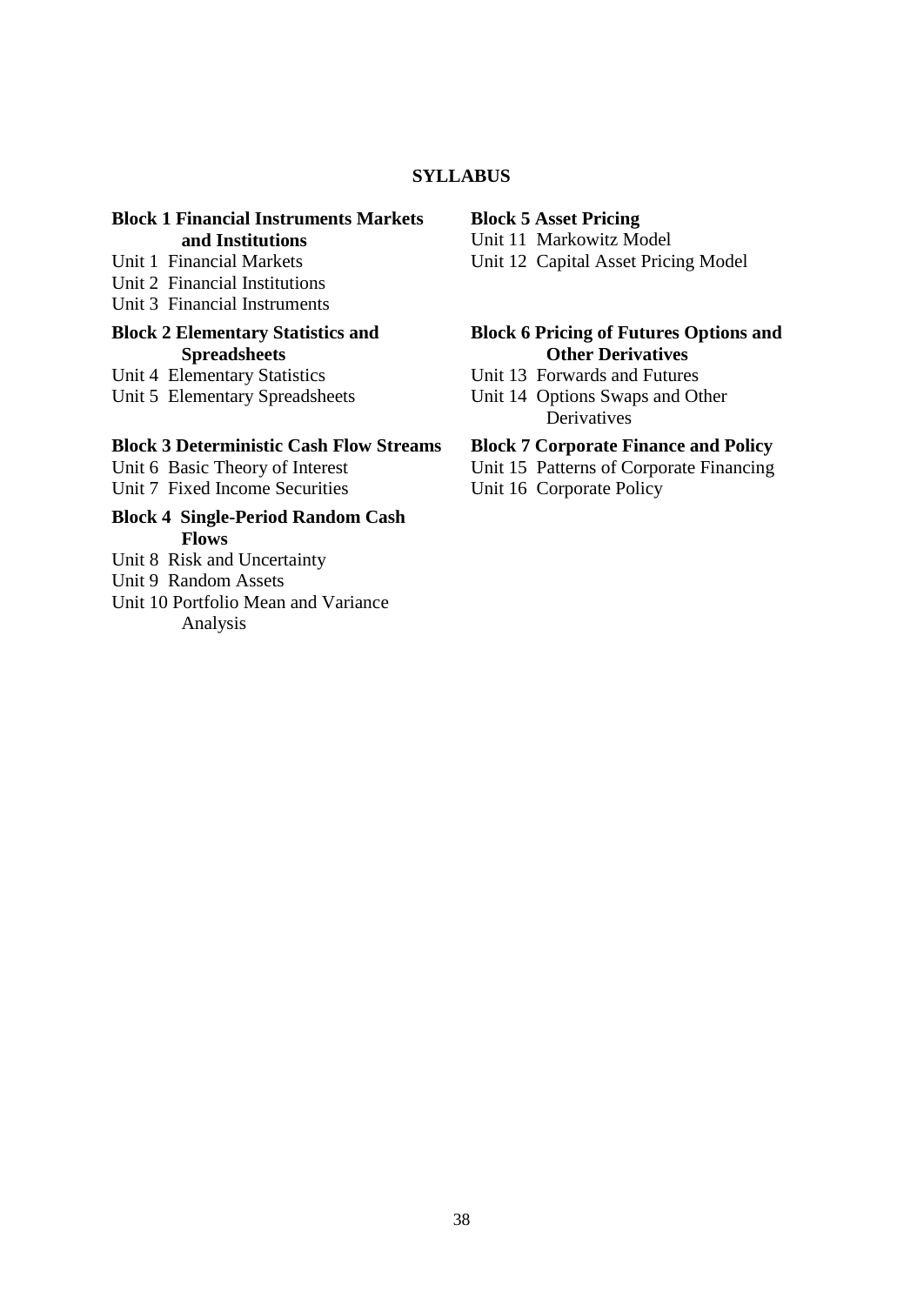## SYLLABUS

**Block 1 Financial Instruments Markets and Institutions**

Unit 1 Financial Markets
Unit 2 Financial Institutions
Unit 3 Financial Instruments

**Block 2 Elementary Statistics and Spreadsheets**

Unit 4 Elementary Statistics
Unit 5 Elementary Spreadsheets

**Block 3 Deterministic Cash Flow Streams**

Unit 6 Basic Theory of Interest
Unit 7 Fixed Income Securities

**Block 4 Single-Period Random Cash Flows**

Unit 8 Risk and Uncertainty
Unit 9 Random Assets
Unit 10 Portfolio Mean and Variance Analysis

**Block 5 Asset Pricing**

Unit 11 Markowitz Model
Unit 12 Capital Asset Pricing Model

**Block 6 Pricing of Futures Options and Other Derivatives**

Unit 13 Forwards and Futures
Unit 14 Options Swaps and Other Derivatives

**Block 7 Corporate Finance and Policy**

Unit 15 Patterns of Corporate Financing
Unit 16 Corporate Policy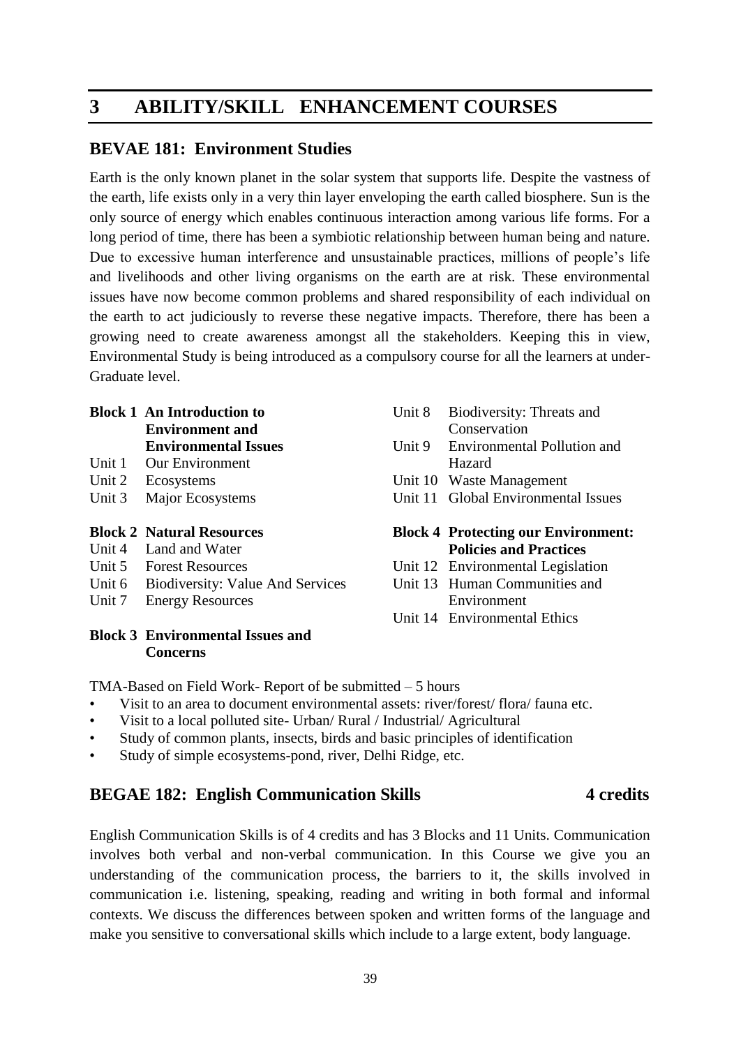# 3 ABILITY/SKILL ENHANCEMENT COURSES

## BEVAE 181: Environment Studies

Earth is the only known planet in the solar system that supports life. Despite the vastness of the earth, life exists only in a very thin layer enveloping the earth called biosphere. Sun is the only source of energy which enables continuous interaction among various life forms. For a long period of time, there has been a symbiotic relationship between human being and nature. Due to excessive human interference and unsustainable practices, millions of people's life and livelihoods and other living organisms on the earth are at risk. These environmental issues have now become common problems and shared responsibility of each individual on the earth to act judiciously to reverse these negative impacts. Therefore, there has been a growing need to create awareness amongst all the stakeholders. Keeping this in view, Environmental Study is being introduced as a compulsory course for all the learners at under-Graduate level.

**Block 1 An Introduction to Environment and Environmental Issues**

Unit 1 Our Environment
Unit 2 Ecosystems
Unit 3 Major Ecosystems

**Block 2 Natural Resources**

Unit 4 Land and Water
Unit 5 Forest Resources
Unit 6 Biodiversity: Value And Services
Unit 7 Energy Resources

**Block 3 Environmental Issues and Concerns**

Unit 8 Biodiversity: Threats and Conservation
Unit 9 Environmental Pollution and Hazard
Unit 10 Waste Management
Unit 11 Global Environmental Issues

**Block 4 Protecting our Environment: Policies and Practices**

Unit 12 Environmental Legislation
Unit 13 Human Communities and Environment
Unit 14 Environmental Ethics

TMA-Based on Field Work- Report of be submitted – 5 hours

- Visit to an area to document environmental assets: river/forest/ flora/ fauna etc.
- Visit to a local polluted site- Urban/ Rural / Industrial/ Agricultural
- Study of common plants, insects, birds and basic principles of identification
- Study of simple ecosystems-pond, river, Delhi Ridge, etc.

## BEGAE 182: English Communication Skills 4 credits

English Communication Skills is of 4 credits and has 3 Blocks and 11 Units. Communication involves both verbal and non-verbal communication. In this Course we give you an understanding of the communication process, the barriers to it, the skills involved in communication i.e. listening, speaking, reading and writing in both formal and informal contexts. We discuss the differences between spoken and written forms of the language and make you sensitive to conversational skills which include to a large extent, body language.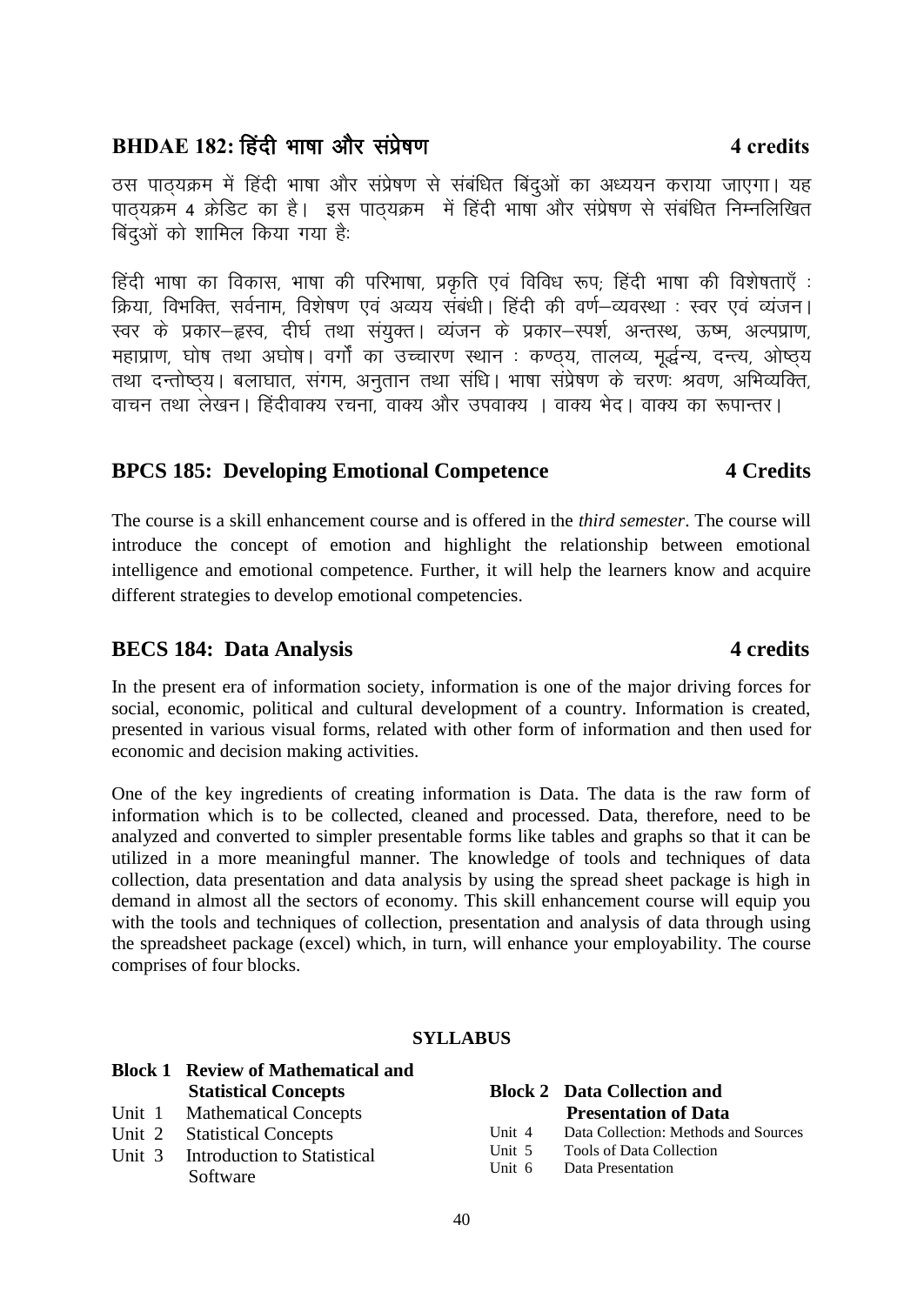## BHDAE 182: हिंदी भाषा और संप्रेषण 4 credits

ठस पाठ्यक्रम में हिंदी भाषा और संप्रेषण से संबंधित बिंदुओं का अध्ययन कराया जाएगा। यह पाठ्यक्रम 4 क्रेडिट का है। इस पाठ्यक्रम में हिंदी भाषा और संप्रेषण से संबंधित निम्नलिखित बिंदुओं को शामिल किया गया हैः

हिंदी भाषा का विकास, भाषा की परिभाषा, प्रकृति एवं विविध रूप; हिंदी भाषा की विशेषताएँ : क्रिया, विभक्ति, सर्वनाम, विशेषण एवं अव्यय संबंधी। हिंदी की वर्ण–व्यवस्था : स्वर एवं व्यंजन। स्वर के प्रकार–ह्रस्व, दीर्घ तथा संयुक्त। व्यंजन के प्रकार–स्पर्श, अन्तस्थ, ऊष्म, अल्पप्राण, महाप्राण, घोष तथा अघोष। वर्गों का उच्चारण स्थान : कण्ठ्य, तालव्य, मूर्द्धन्य, दन्त्य, ओष्ठ्य तथा दन्तोष्ठ्य। बलाघात, संगम, अनुतान तथा संधि। भाषा संप्रेषण के चरणः श्रवण, अभिव्यक्ति, वाचन तथा लेखन। हिंदीवाक्य रचना, वाक्य और उपवाक्य । वाक्य भेद। वाक्य का रूपान्तर।

## BPCS 185: Developing Emotional Competence 4 Credits

The course is a skill enhancement course and is offered in the *third semester*. The course will introduce the concept of emotion and highlight the relationship between emotional intelligence and emotional competence. Further, it will help the learners know and acquire different strategies to develop emotional competencies.

## BECS 184: Data Analysis 4 credits

In the present era of information society, information is one of the major driving forces for social, economic, political and cultural development of a country. Information is created, presented in various visual forms, related with other form of information and then used for economic and decision making activities.

One of the key ingredients of creating information is Data. The data is the raw form of information which is to be collected, cleaned and processed. Data, therefore, need to be analyzed and converted to simpler presentable forms like tables and graphs so that it can be utilized in a more meaningful manner. The knowledge of tools and techniques of data collection, data presentation and data analysis by using the spread sheet package is high in demand in almost all the sectors of economy. This skill enhancement course will equip you with the tools and techniques of collection, presentation and analysis of data through using the spreadsheet package (excel) which, in turn, will enhance your employability. The course comprises of four blocks.

**SYLLABUS**

**Block 1 Review of Mathematical and Statistical Concepts**

Unit 1 Mathematical Concepts

Unit 2 Statistical Concepts

Unit 3 Introduction to Statistical Software

**Block 2 Data Collection and Presentation of Data**

Unit 4 Data Collection: Methods and Sources

Unit 5 Tools of Data Collection

Unit 6 Data Presentation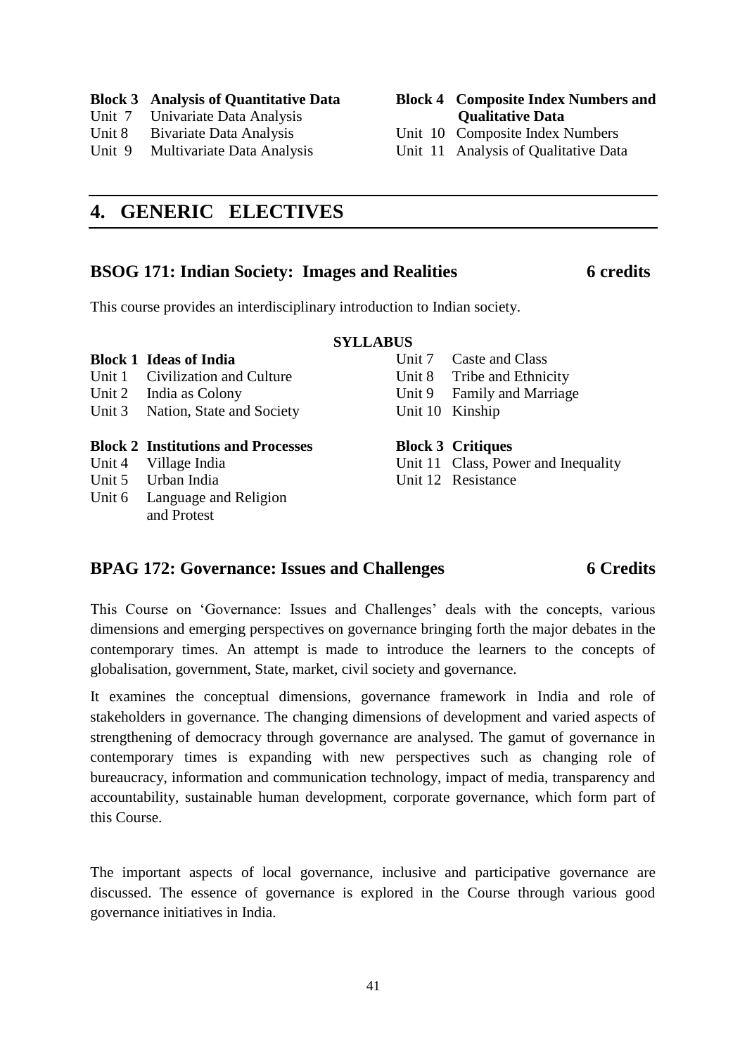**Block 3 Analysis of Quantitative Data**
Unit 7 Univariate Data Analysis
Unit 8 Bivariate Data Analysis
Unit 9 Multivariate Data Analysis

**Block 4 Composite Index Numbers and Qualitative Data**
Unit 10 Composite Index Numbers
Unit 11 Analysis of Qualitative Data

## 4. GENERIC ELECTIVES

### BSOG 171: Indian Society: Images and Realities — 6 credits

This course provides an interdisciplinary introduction to Indian society.

**SYLLABUS**

**Block 1 Ideas of India**
Unit 1 Civilization and Culture
Unit 2 India as Colony
Unit 3 Nation, State and Society

**Block 2 Institutions and Processes**
Unit 4 Village India
Unit 5 Urban India
Unit 6 Language and Religion and Protest
Unit 7 Caste and Class
Unit 8 Tribe and Ethnicity
Unit 9 Family and Marriage
Unit 10 Kinship

**Block 3 Critiques**
Unit 11 Class, Power and Inequality
Unit 12 Resistance

### BPAG 172: Governance: Issues and Challenges — 6 Credits

This Course on 'Governance: Issues and Challenges' deals with the concepts, various dimensions and emerging perspectives on governance bringing forth the major debates in the contemporary times. An attempt is made to introduce the learners to the concepts of globalisation, government, State, market, civil society and governance.

It examines the conceptual dimensions, governance framework in India and role of stakeholders in governance. The changing dimensions of development and varied aspects of strengthening of democracy through governance are analysed. The gamut of governance in contemporary times is expanding with new perspectives such as changing role of bureaucracy, information and communication technology, impact of media, transparency and accountability, sustainable human development, corporate governance, which form part of this Course.

The important aspects of local governance, inclusive and participative governance are discussed. The essence of governance is explored in the Course through various good governance initiatives in India.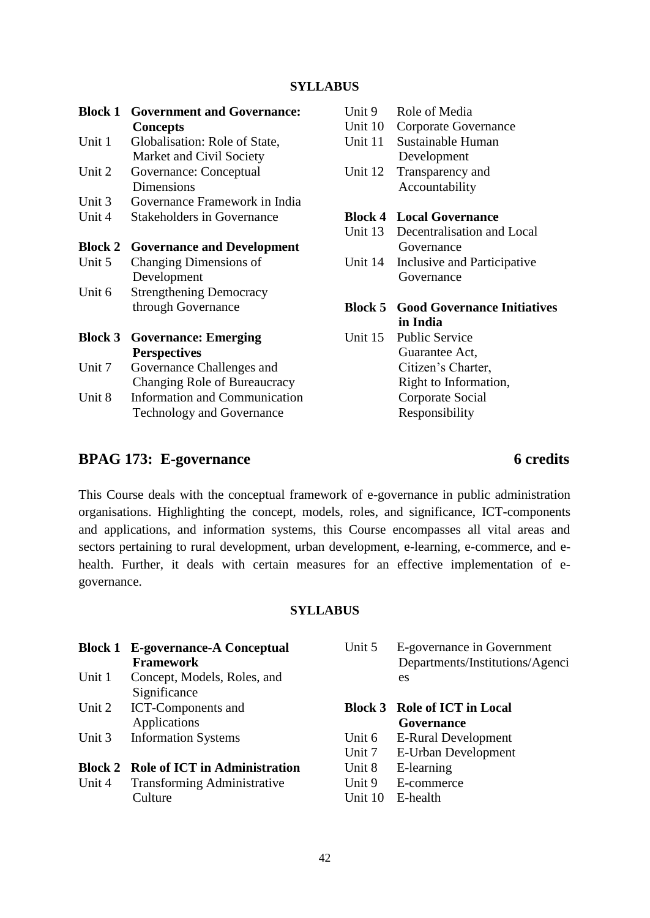**SYLLABUS**

**Block 1 Government and Governance: Concepts**

- Unit 1 Globalisation: Role of State, Market and Civil Society
- Unit 2 Governance: Conceptual Dimensions
- Unit 3 Governance Framework in India
- Unit 4 Stakeholders in Governance

**Block 2 Governance and Development**

- Unit 5 Changing Dimensions of Development
- Unit 6 Strengthening Democracy through Governance

**Block 3 Governance: Emerging Perspectives**

- Unit 7 Governance Challenges and Changing Role of Bureaucracy
- Unit 8 Information and Communication Technology and Governance
- Unit 9 Role of Media
- Unit 10 Corporate Governance
- Unit 11 Sustainable Human Development
- Unit 12 Transparency and Accountability

**Block 4 Local Governance**

- Unit 13 Decentralisation and Local Governance
- Unit 14 Inclusive and Participative Governance

**Block 5 Good Governance Initiatives in India**

- Unit 15 Public Service Guarantee Act, Citizen's Charter, Right to Information, Corporate Social Responsibility

## BPAG 173: E-governance 6 credits

This Course deals with the conceptual framework of e-governance in public administration organisations. Highlighting the concept, models, roles, and significance, ICT-components and applications, and information systems, this Course encompasses all vital areas and sectors pertaining to rural development, urban development, e-learning, e-commerce, and e-health. Further, it deals with certain measures for an effective implementation of e-governance.

**SYLLABUS**

**Block 1 E-governance-A Conceptual Framework**

- Unit 1 Concept, Models, Roles, and Significance
- Unit 2 ICT-Components and Applications
- Unit 3 Information Systems

**Block 2 Role of ICT in Administration**

- Unit 4 Transforming Administrative Culture
- Unit 5 E-governance in Government Departments/Institutions/Agencies

**Block 3 Role of ICT in Local Governance**

- Unit 6 E-Rural Development
- Unit 7 E-Urban Development
- Unit 8 E-learning
- Unit 9 E-commerce
- Unit 10 E-health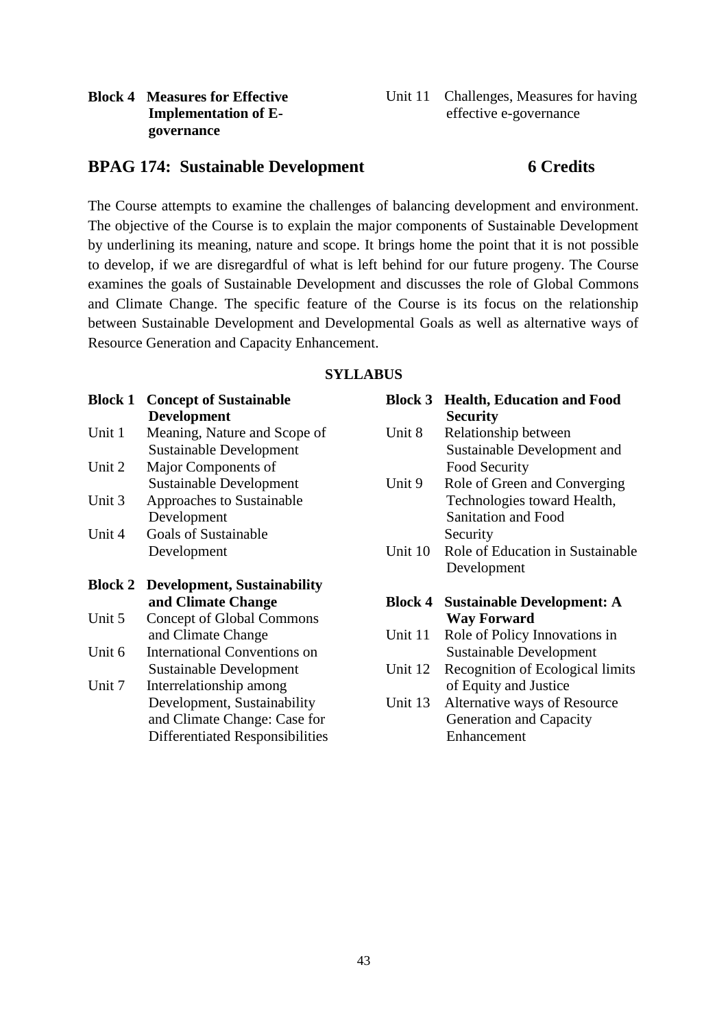**Block 4 Measures for Effective Implementation of E-governance**

Unit 11 Challenges, Measures for having effective e-governance

## BPAG 174: Sustainable Development 6 Credits

The Course attempts to examine the challenges of balancing development and environment. The objective of the Course is to explain the major components of Sustainable Development by underlining its meaning, nature and scope. It brings home the point that it is not possible to develop, if we are disregardful of what is left behind for our future progeny. The Course examines the goals of Sustainable Development and discusses the role of Global Commons and Climate Change. The specific feature of the Course is its focus on the relationship between Sustainable Development and Developmental Goals as well as alternative ways of Resource Generation and Capacity Enhancement.

### SYLLABUS

**Block 1 Concept of Sustainable Development**

Unit 1 Meaning, Nature and Scope of Sustainable Development

Unit 2 Major Components of Sustainable Development

Unit 3 Approaches to Sustainable Development

Unit 4 Goals of Sustainable Development

**Block 2 Development, Sustainability and Climate Change**

Unit 5 Concept of Global Commons and Climate Change

Unit 6 International Conventions on Sustainable Development

Unit 7 Interrelationship among Development, Sustainability and Climate Change: Case for Differentiated Responsibilities

**Block 3 Health, Education and Food Security**

Unit 8 Relationship between Sustainable Development and Food Security

Unit 9 Role of Green and Converging Technologies toward Health, Sanitation and Food Security

Unit 10 Role of Education in Sustainable Development

**Block 4 Sustainable Development: A Way Forward**

Unit 11 Role of Policy Innovations in Sustainable Development

Unit 12 Recognition of Ecological limits of Equity and Justice

Unit 13 Alternative ways of Resource Generation and Capacity Enhancement